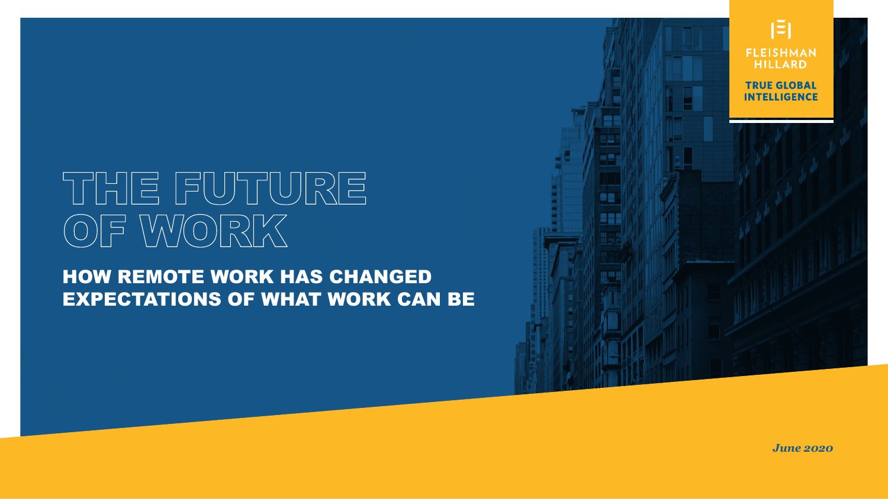FLEISHMAN HILLARD

TRUE GLOBAL INTELLIGENCE

# THE FUTURE OF WORK

## HOW REMOTE WORK HAS CHANGED EXPECTATIONS OF WHAT WORK CAN BE

*June 2020*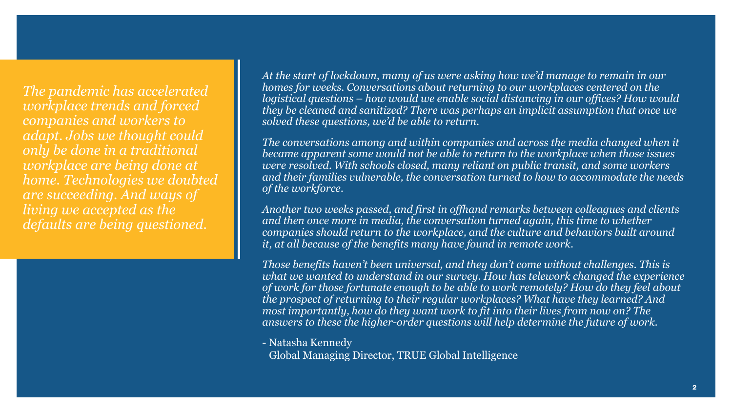*The pandemic has accelerated workplace trends and forced companies and workers to adapt. Jobs we thought could only be done in a traditional workplace are being done at home. Technologies we doubted are succeeding. And ways of living we accepted as the defaults are being questioned.*

*At the start of lockdown, many of us were asking how we'd manage to remain in our homes for weeks. Conversations about returning to our workplaces centered on the logistical questions – how would we enable social distancing in our offices? How would they be cleaned and sanitized? There was perhaps an implicit assumption that once we solved these questions, we'd be able to return.*

*The conversations among and within companies and across the media changed when it became apparent some would not be able to return to the workplace when those issues were resolved. With schools closed, many reliant on public transit, and some workers and their families vulnerable, the conversation turned to how to accommodate the needs of the workforce.*

*Another two weeks passed, and first in offhand remarks between colleagues and clients and then once more in media, the conversation turned again, this time to whether companies should return to the workplace, and the culture and behaviors built around it, at all because of the benefits many have found in remote work.*

*Those benefits haven't been universal, and they don't come without challenges. This is what we wanted to understand in our survey. How has telework changed the experience of work for those fortunate enough to be able to work remotely? How do they feel about the prospect of returning to their regular workplaces? What have they learned? And most importantly, how do they want work to fit into their lives from now on? The answers to these the higher-order questions will help determine the future of work.*

- Natasha Kennedy
  Global Managing Director, TRUE Global Intelligence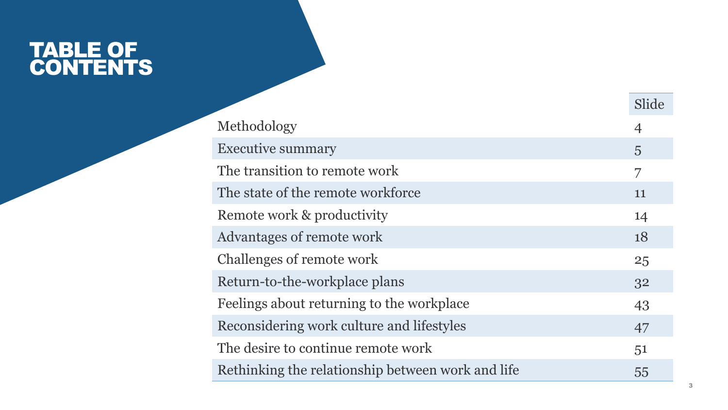# TABLE OF CONTENTS

| | Slide |
|---|---|
| Methodology | 4 |
| Executive summary | 5 |
| The transition to remote work | 7 |
| The state of the remote workforce | 11 |
| Remote work & productivity | 14 |
| Advantages of remote work | 18 |
| Challenges of remote work | 25 |
| Return-to-the-workplace plans | 32 |
| Feelings about returning to the workplace | 43 |
| Reconsidering work culture and lifestyles | 47 |
| The desire to continue remote work | 51 |
| Rethinking the relationship between work and life | 55 |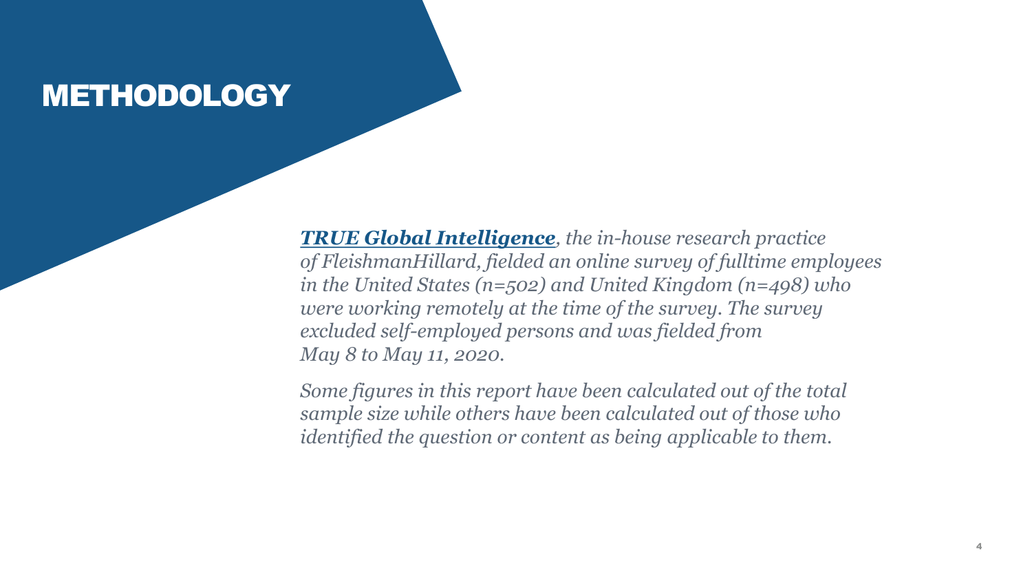# METHODOLOGY

***TRUE Global Intelligence****, the in-house research practice of FleishmanHillard, fielded an online survey of fulltime employees in the United States (n=502) and United Kingdom (n=498) who were working remotely at the time of the survey. The survey excluded self-employed persons and was fielded from May 8 to May 11, 2020.*

*Some figures in this report have been calculated out of the total sample size while others have been calculated out of those who identified the question or content as being applicable to them.*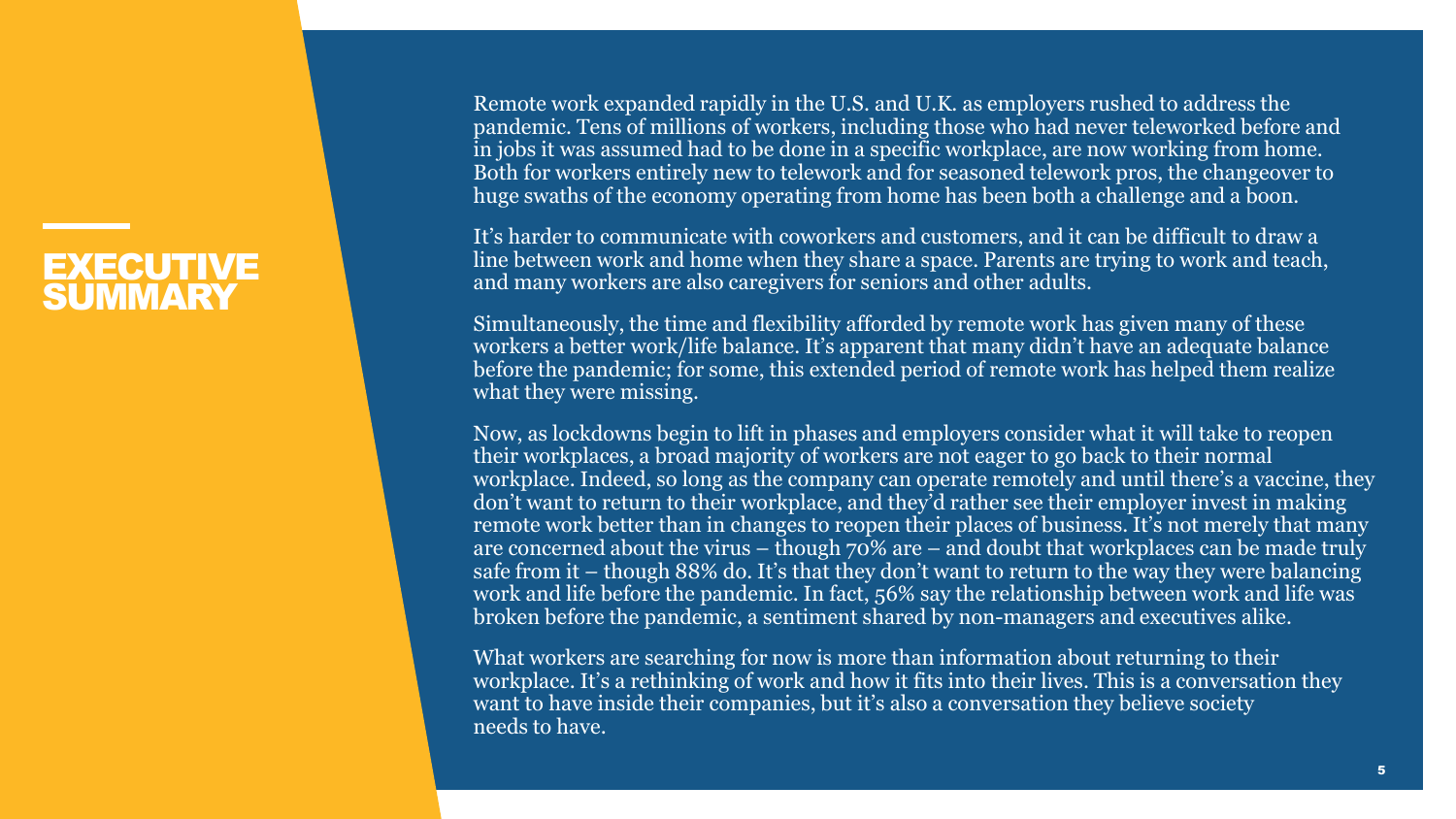# EXECUTIVE SUMMARY

Remote work expanded rapidly in the U.S. and U.K. as employers rushed to address the pandemic. Tens of millions of workers, including those who had never teleworked before and in jobs it was assumed had to be done in a specific workplace, are now working from home. Both for workers entirely new to telework and for seasoned telework pros, the changeover to huge swaths of the economy operating from home has been both a challenge and a boon.

It's harder to communicate with coworkers and customers, and it can be difficult to draw a line between work and home when they share a space. Parents are trying to work and teach, and many workers are also caregivers for seniors and other adults.

Simultaneously, the time and flexibility afforded by remote work has given many of these workers a better work/life balance. It's apparent that many didn't have an adequate balance before the pandemic; for some, this extended period of remote work has helped them realize what they were missing.

Now, as lockdowns begin to lift in phases and employers consider what it will take to reopen their workplaces, a broad majority of workers are not eager to go back to their normal workplace. Indeed, so long as the company can operate remotely and until there's a vaccine, they don't want to return to their workplace, and they'd rather see their employer invest in making remote work better than in changes to reopen their places of business. It's not merely that many are concerned about the virus – though 70% are – and doubt that workplaces can be made truly safe from it – though 88% do. It's that they don't want to return to the way they were balancing work and life before the pandemic. In fact, 56% say the relationship between work and life was broken before the pandemic, a sentiment shared by non-managers and executives alike.

What workers are searching for now is more than information about returning to their workplace. It's a rethinking of work and how it fits into their lives. This is a conversation they want to have inside their companies, but it's also a conversation they believe society needs to have.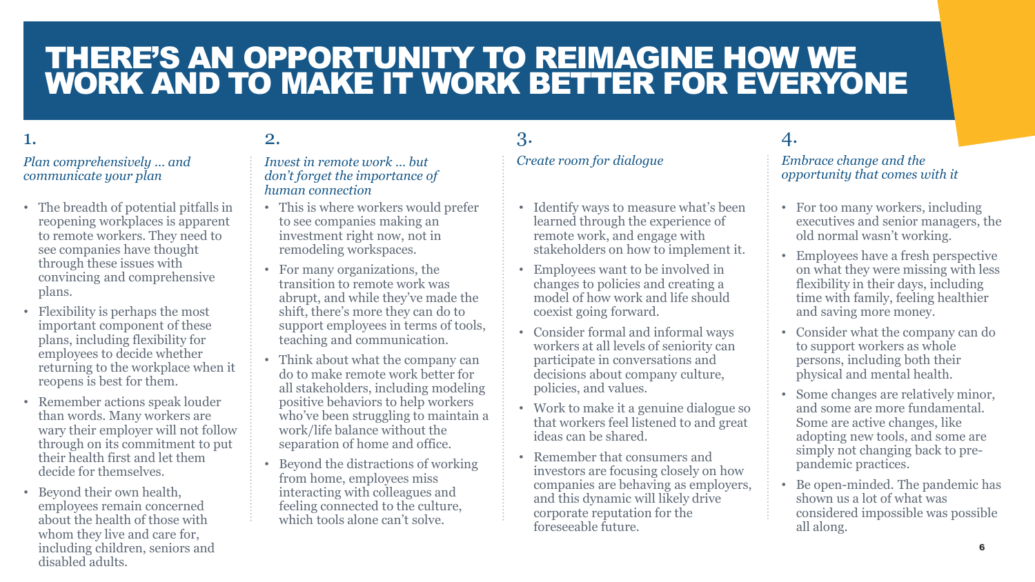# THERE'S AN OPPORTUNITY TO REIMAGINE HOW WE WORK AND TO MAKE IT WORK BETTER FOR EVERYONE

## 1.

*Plan comprehensively … and communicate your plan*

- The breadth of potential pitfalls in reopening workplaces is apparent to remote workers. They need to see companies have thought through these issues with convincing and comprehensive plans.
- Flexibility is perhaps the most important component of these plans, including flexibility for employees to decide whether returning to the workplace when it reopens is best for them.
- Remember actions speak louder than words. Many workers are wary their employer will not follow through on its commitment to put their health first and let them decide for themselves.
- Beyond their own health, employees remain concerned about the health of those with whom they live and care for, including children, seniors and disabled adults.

## 2.

*Invest in remote work … but don't forget the importance of human connection*

- This is where workers would prefer to see companies making an investment right now, not in remodeling workspaces.
- For many organizations, the transition to remote work was abrupt, and while they've made the shift, there's more they can do to support employees in terms of tools, teaching and communication.
- Think about what the company can do to make remote work better for all stakeholders, including modeling positive behaviors to help workers who've been struggling to maintain a work/life balance without the separation of home and office.
- Beyond the distractions of working from home, employees miss interacting with colleagues and feeling connected to the culture, which tools alone can't solve.

## 3.

*Create room for dialogue*

- Identify ways to measure what's been learned through the experience of remote work, and engage with stakeholders on how to implement it.
- Employees want to be involved in changes to policies and creating a model of how work and life should coexist going forward.
- Consider formal and informal ways workers at all levels of seniority can participate in conversations and decisions about company culture, policies, and values.
- Work to make it a genuine dialogue so that workers feel listened to and great ideas can be shared.
- Remember that consumers and investors are focusing closely on how companies are behaving as employers, and this dynamic will likely drive corporate reputation for the foreseeable future.

## 4.

*Embrace change and the opportunity that comes with it*

- For too many workers, including executives and senior managers, the old normal wasn't working.
- Employees have a fresh perspective on what they were missing with less flexibility in their days, including time with family, feeling healthier and saving more money.
- Consider what the company can do to support workers as whole persons, including both their physical and mental health.
- Some changes are relatively minor, and some are more fundamental. Some are active changes, like adopting new tools, and some are simply not changing back to pre-pandemic practices.
- Be open-minded. The pandemic has shown us a lot of what was considered impossible was possible all along.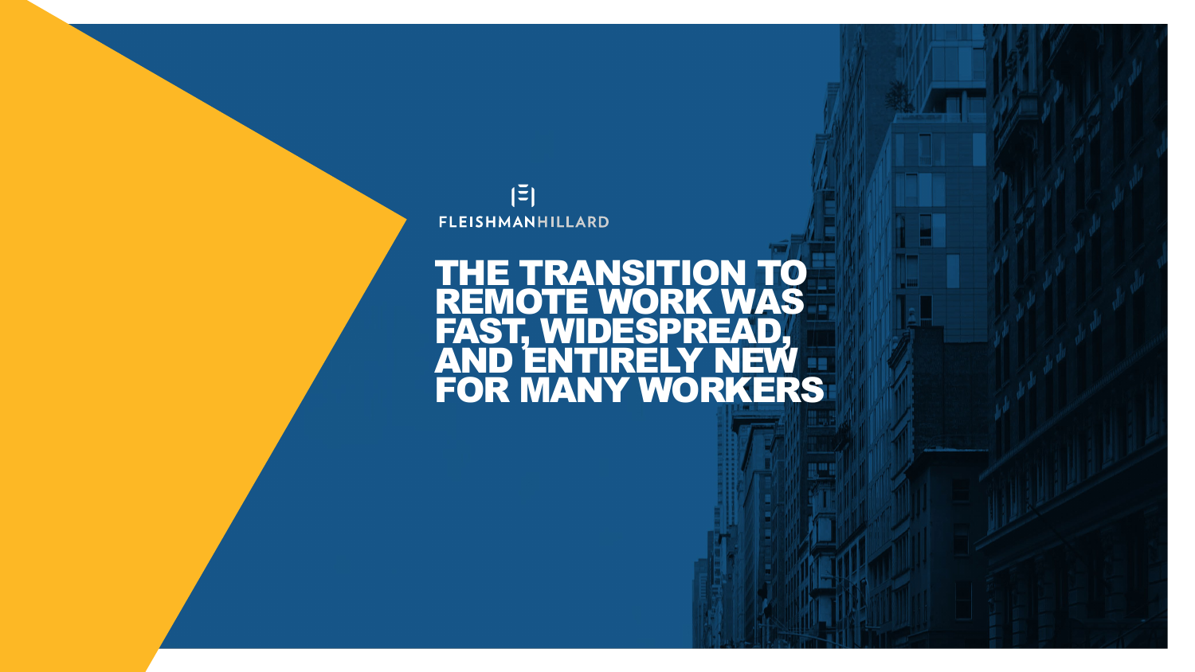FLEISHMANHILLARD

# THE TRANSITION TO REMOTE WORK WAS FAST, WIDESPREAD, AND ENTIRELY NEW FOR MANY WORKERS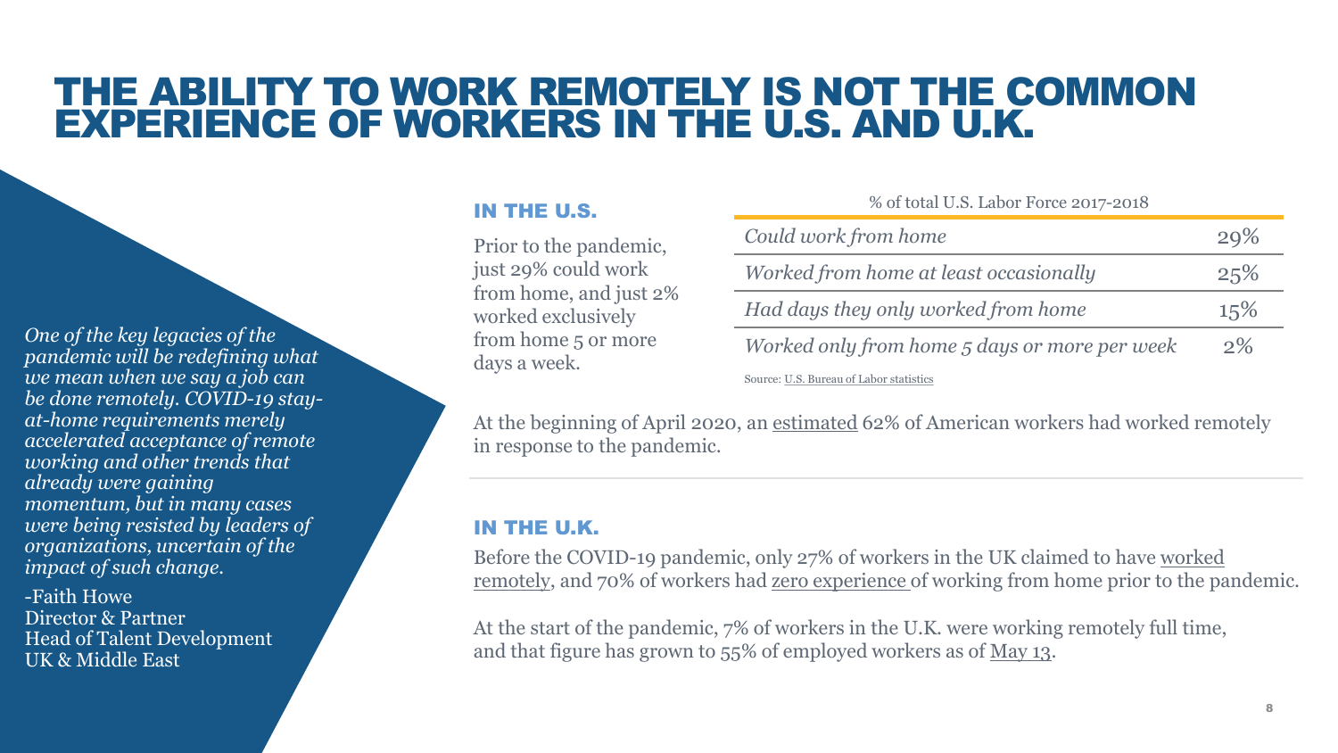# THE ABILITY TO WORK REMOTELY IS NOT THE COMMON EXPERIENCE OF WORKERS IN THE U.S. AND U.K.

*One of the key legacies of the pandemic will be redefining what we mean when we say a job can be done remotely. COVID-19 stay-at-home requirements merely accelerated acceptance of remote working and other trends that already were gaining momentum, but in many cases were being resisted by leaders of organizations, uncertain of the impact of such change.*

-Faith Howe
Director & Partner
Head of Talent Development
UK & Middle East

## IN THE U.S.

Prior to the pandemic, just 29% could work from home, and just 2% worked exclusively from home 5 or more days a week.

% of total U.S. Labor Force 2017-2018

| | |
|---|---|
| *Could work from home* | 29% |
| *Worked from home at least occasionally* | 25% |
| *Had days they only worked from home* | 15% |
| *Worked only from home 5 days or more per week* | 2% |

Source: U.S. Bureau of Labor statistics

At the beginning of April 2020, an estimated 62% of American workers had worked remotely in response to the pandemic.

## IN THE U.K.

Before the COVID-19 pandemic, only 27% of workers in the UK claimed to have worked remotely, and 70% of workers had zero experience of working from home prior to the pandemic.

At the start of the pandemic, 7% of workers in the U.K. were working remotely full time, and that figure has grown to 55% of employed workers as of May 13.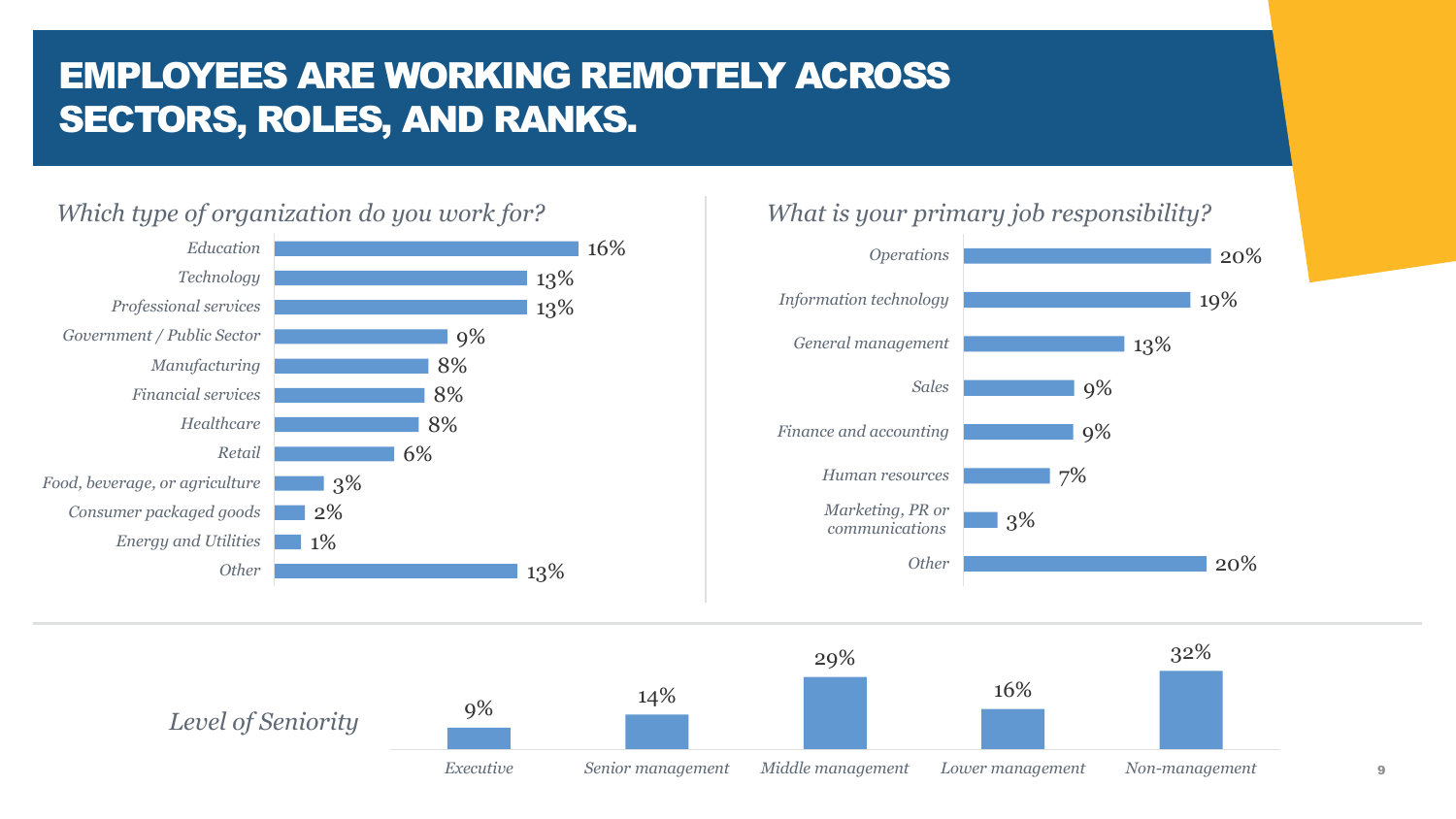# EMPLOYEES ARE WORKING REMOTELY ACROSS SECTORS, ROLES, AND RANKS.

*Which type of organization do you work for?*

| Organization type | % |
|---|---|
| Education | 16% |
| Technology | 13% |
| Professional services | 13% |
| Government / Public Sector | 9% |
| Manufacturing | 8% |
| Financial services | 8% |
| Healthcare | 8% |
| Retail | 6% |
| Food, beverage, or agriculture | 3% |
| Consumer packaged goods | 2% |
| Energy and Utilities | 1% |
| Other | 13% |

*What is your primary job responsibility?*

| Job responsibility | % |
|---|---|
| Operations | 20% |
| Information technology | 19% |
| General management | 13% |
| Sales | 9% |
| Finance and accounting | 9% |
| Human resources | 7% |
| Marketing, PR or communications | 3% |
| Other | 20% |

*Level of Seniority*

| Executive | Senior management | Middle management | Lower management | Non-management |
|---|---|---|---|---|
| 9% | 14% | 29% | 16% | 32% |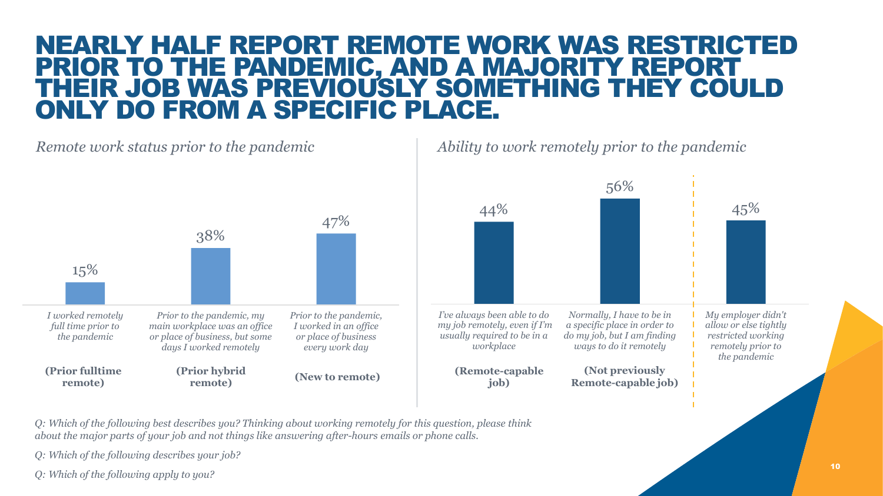# NEARLY HALF REPORT REMOTE WORK WAS RESTRICTED PRIOR TO THE PANDEMIC, AND A MAJORITY REPORT THEIR JOB WAS PREVIOUSLY SOMETHING THEY COULD ONLY DO FROM A SPECIFIC PLACE.

*Remote work status prior to the pandemic*

| Response | % |
|---|---|
| *I worked remotely full time prior to the pandemic* **(Prior fulltime remote)** | 15% |
| *Prior to the pandemic, my main workplace was an office or place of business, but some days I worked remotely* **(Prior hybrid remote)** | 38% |
| *Prior to the pandemic, I worked in an office or place of business every work day* **(New to remote)** | 47% |

*Ability to work remotely prior to the pandemic*

| Response | % |
|---|---|
| *I've always been able to do my job remotely, even if I'm usually required to be in a workplace* **(Remote-capable job)** | 44% |
| *Normally, I have to be in a specific place in order to do my job, but I am finding ways to do it remotely* **(Not previously Remote-capable job)** | 56% |
| *My employer didn't allow or else tightly restricted working remotely prior to the pandemic* | 45% |

*Q: Which of the following best describes you? Thinking about working remotely for this question, please think about the major parts of your job and not things like answering after-hours emails or phone calls.*

*Q: Which of the following describes your job?*

*Q: Which of the following apply to you?*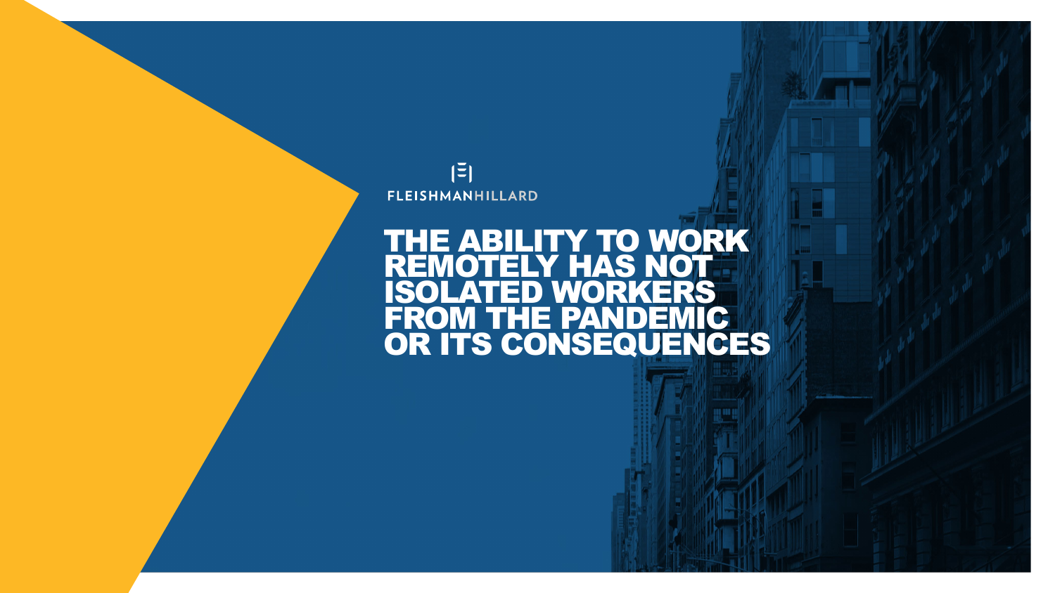FLEISHMANHILLARD

# THE ABILITY TO WORK REMOTELY HAS NOT ISOLATED WORKERS FROM THE PANDEMIC OR ITS CONSEQUENCES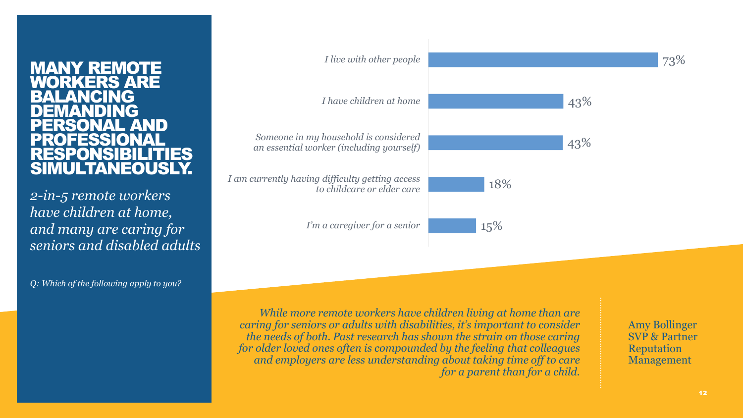# MANY REMOTE WORKERS ARE BALANCING DEMANDING PERSONAL AND PROFESSIONAL RESPONSIBILITIES SIMULTANEOUSLY.

*2-in-5 remote workers have children at home, and many are caring for seniors and disabled adults*

*Q: Which of the following apply to you?*

| Response | % |
|---|---|
| *I live with other people* | 73% |
| *I have children at home* | 43% |
| *Someone in my household is considered an essential worker (including yourself)* | 43% |
| *I am currently having difficulty getting access to childcare or elder care* | 18% |
| *I'm a caregiver for a senior* | 15% |

*While more remote workers have children living at home than are caring for seniors or adults with disabilities, it's important to consider the needs of both. Past research has shown the strain on those caring for older loved ones often is compounded by the feeling that colleagues and employers are less understanding about taking time off to care for a parent than for a child.*

Amy Bollinger
SVP & Partner
Reputation Management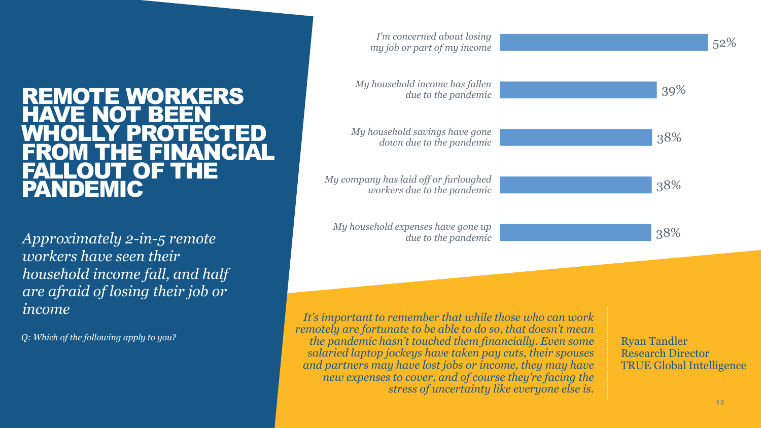# REMOTE WORKERS HAVE NOT BEEN WHOLLY PROTECTED FROM THE FINANCIAL FALLOUT OF THE PANDEMIC

*Approximately 2-in-5 remote workers have seen their household income fall, and half are afraid of losing their job or income*

*Q: Which of the following apply to you?*

| Statement | % |
| --- | --- |
| *I'm concerned about losing my job or part of my income* | 52% |
| *My household income has fallen due to the pandemic* | 39% |
| *My household savings have gone down due to the pandemic* | 38% |
| *My company has laid off or furloughed workers due to the pandemic* | 38% |
| *My household expenses have gone up due to the pandemic* | 38% |

*It's important to remember that while those who can work remotely are fortunate to be able to do so, that doesn't mean the pandemic hasn't touched them financially. Even some salaried laptop jockeys have taken pay cuts, their spouses and partners may have lost jobs or income, they may have new expenses to cover, and of course they're facing the stress of uncertainty like everyone else is.*

Ryan Tandler
Research Director
TRUE Global Intelligence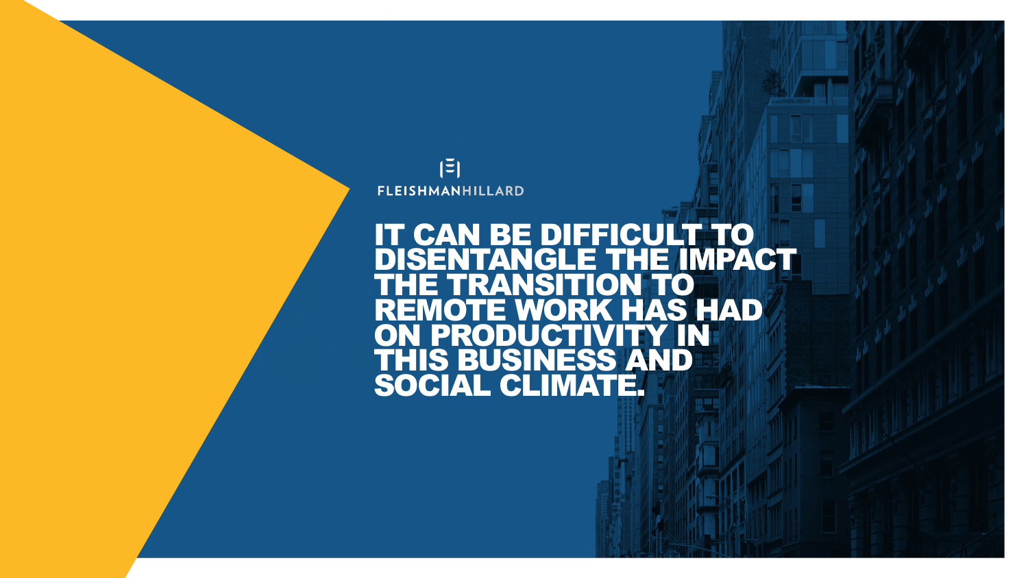FLEISHMANHILLARD

# IT CAN BE DIFFICULT TO DISENTANGLE THE IMPACT THE TRANSITION TO REMOTE WORK HAS HAD ON PRODUCTIVITY IN THIS BUSINESS AND SOCIAL CLIMATE.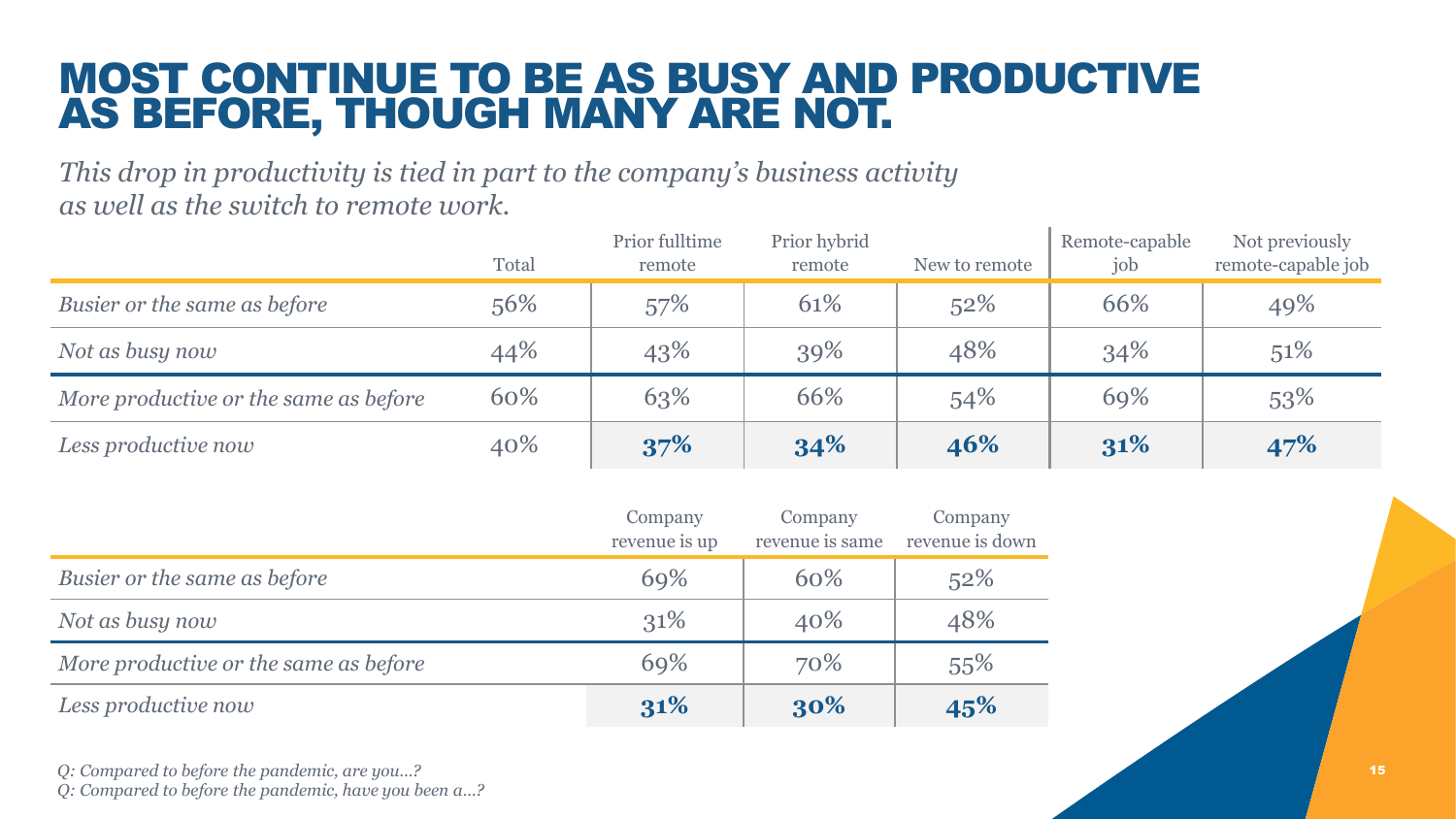# MOST CONTINUE TO BE AS BUSY AND PRODUCTIVE AS BEFORE, THOUGH MANY ARE NOT.

*This drop in productivity is tied in part to the company's business activity as well as the switch to remote work.*

| | Total | Prior fulltime remote | Prior hybrid remote | New to remote | Remote-capable job | Not previously remote-capable job |
|---|---|---|---|---|---|---|
| *Busier or the same as before* | 56% | 57% | 61% | 52% | 66% | 49% |
| *Not as busy now* | 44% | 43% | 39% | 48% | 34% | 51% |
| *More productive or the same as before* | 60% | 63% | 66% | 54% | 69% | 53% |
| *Less productive now* | 40% | **37%** | **34%** | **46%** | **31%** | **47%** |

| | Company revenue is up | Company revenue is same | Company revenue is down |
|---|---|---|---|
| *Busier or the same as before* | 69% | 60% | 52% |
| *Not as busy now* | 31% | 40% | 48% |
| *More productive or the same as before* | 69% | 70% | 55% |
| *Less productive now* | **31%** | **30%** | **45%** |

*Q: Compared to before the pandemic, are you…?*
*Q: Compared to before the pandemic, have you been a…?*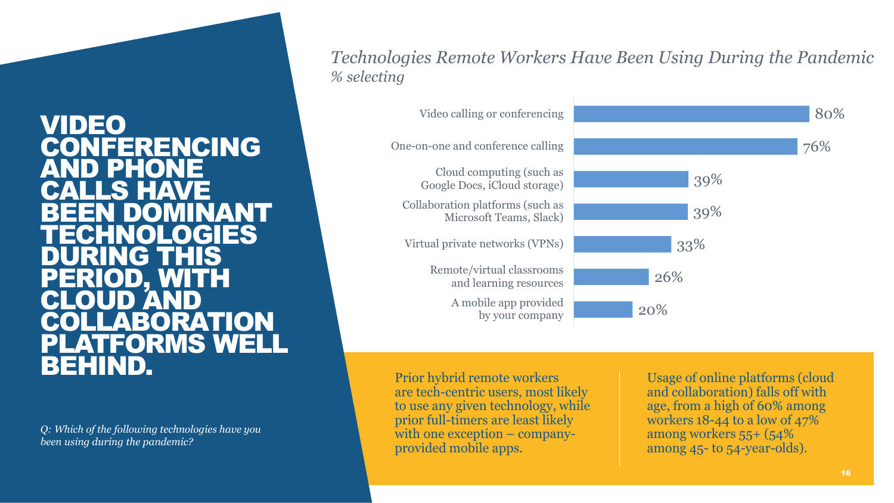# VIDEO CONFERENCING AND PHONE CALLS HAVE BEEN DOMINANT TECHNOLOGIES DURING THIS PERIOD, WITH CLOUD AND COLLABORATION PLATFORMS WELL BEHIND.

*Q: Which of the following technologies have you been using during the pandemic?*

*Technologies Remote Workers Have Been Using During the Pandemic*
*% selecting*

| Technology | % selecting |
| --- | --- |
| Video calling or conferencing | 80% |
| One-on-one and conference calling | 76% |
| Cloud computing (such as Google Docs, iCloud storage) | 39% |
| Collaboration platforms (such as Microsoft Teams, Slack) | 39% |
| Virtual private networks (VPNs) | 33% |
| Remote/virtual classrooms and learning resources | 26% |
| A mobile app provided by your company | 20% |

Prior hybrid remote workers are tech-centric users, most likely to use any given technology, while prior full-timers are least likely with one exception – company-provided mobile apps.

Usage of online platforms (cloud and collaboration) falls off with age, from a high of 60% among workers 18-44 to a low of 47% among workers 55+ (54% among 45- to 54-year-olds).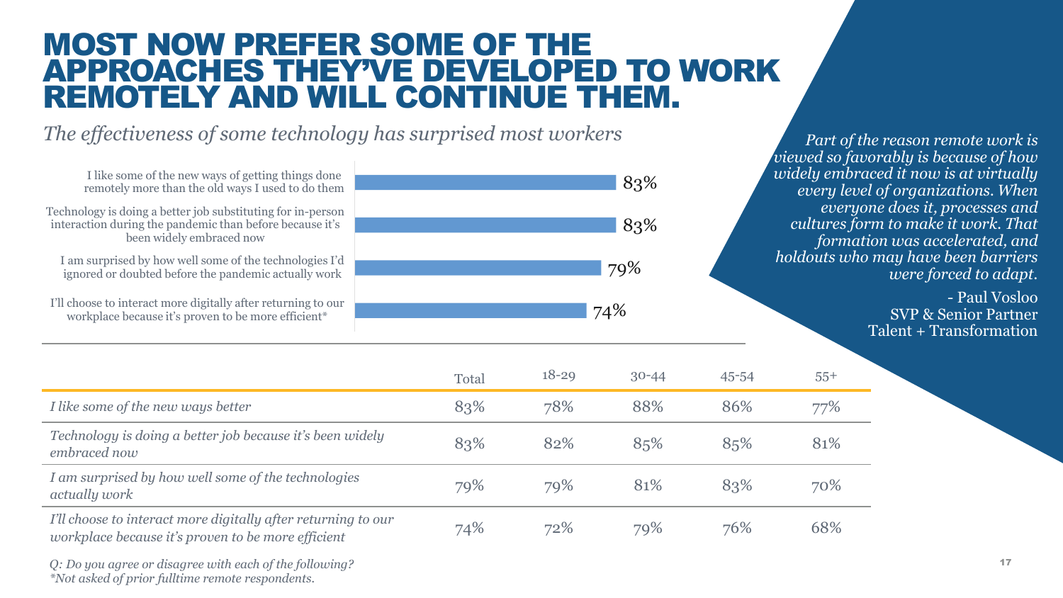# MOST NOW PREFER SOME OF THE APPROACHES THEY'VE DEVELOPED TO WORK REMOTELY AND WILL CONTINUE THEM.

*The effectiveness of some technology has surprised most workers*

| Statement | % |
|---|---|
| I like some of the new ways of getting things done remotely more than the old ways I used to do them | 83% |
| Technology is doing a better job substituting for in-person interaction during the pandemic than before because it's been widely embraced now | 83% |
| I am surprised by how well some of the technologies I'd ignored or doubted before the pandemic actually work | 79% |
| I'll choose to interact more digitally after returning to our workplace because it's proven to be more efficient* | 74% |

*Part of the reason remote work is viewed so favorably is because of how widely embraced it now is at virtually every level of organizations. When everyone does it, processes and cultures form to make it work. That formation was accelerated, and holdouts who may have been barriers were forced to adapt.*

- Paul Vosloo
SVP & Senior Partner
Talent + Transformation

| | Total | 18-29 | 30-44 | 45-54 | 55+ |
|---|---|---|---|---|---|
| *I like some of the new ways better* | 83% | 78% | 88% | 86% | 77% |
| *Technology is doing a better job because it's been widely embraced now* | 83% | 82% | 85% | 85% | 81% |
| *I am surprised by how well some of the technologies actually work* | 79% | 79% | 81% | 83% | 70% |
| *I'll choose to interact more digitally after returning to our workplace because it's proven to be more efficient* | 74% | 72% | 79% | 76% | 68% |

*Q: Do you agree or disagree with each of the following?*
*\*Not asked of prior fulltime remote respondents.*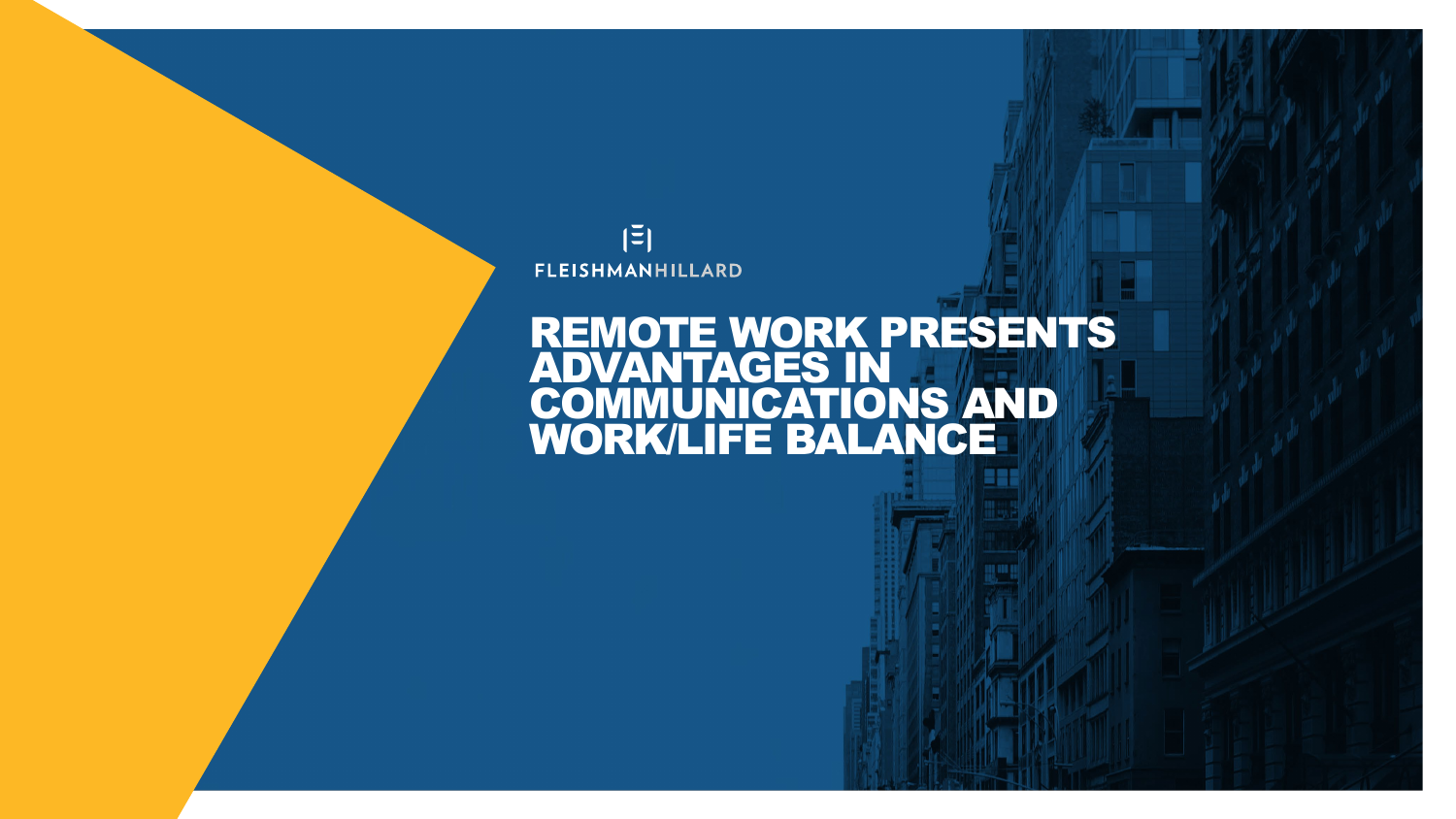FLEISHMANHILLARD

# REMOTE WORK PRESENTS ADVANTAGES IN COMMUNICATIONS AND WORK/LIFE BALANCE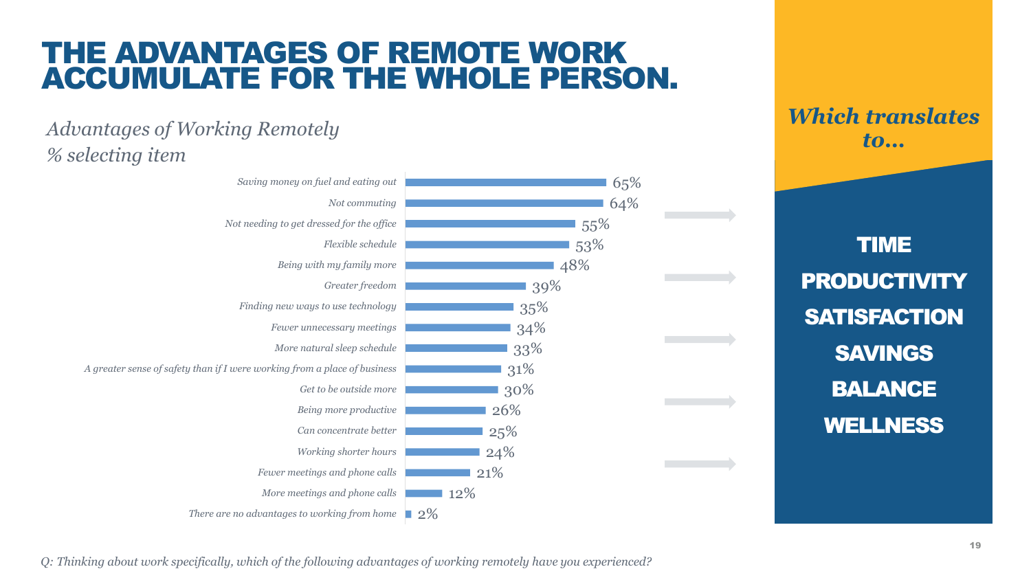# THE ADVANTAGES OF REMOTE WORK ACCUMULATE FOR THE WHOLE PERSON.

*Advantages of Working Remotely*
*% selecting item*

| Advantage | % selecting item |
|---|---|
| Saving money on fuel and eating out | 65% |
| Not commuting | 64% |
| Not needing to get dressed for the office | 55% |
| Flexible schedule | 53% |
| Being with my family more | 48% |
| Greater freedom | 39% |
| Finding new ways to use technology | 35% |
| Fewer unnecessary meetings | 34% |
| More natural sleep schedule | 33% |
| A greater sense of safety than if I were working from a place of business | 31% |
| Get to be outside more | 30% |
| Being more productive | 26% |
| Can concentrate better | 25% |
| Working shorter hours | 24% |
| Fewer meetings and phone calls | 21% |
| More meetings and phone calls | 12% |
| There are no advantages to working from home | 2% |

***Which translates to…***

**TIME**
**PRODUCTIVITY**
**SATISFACTION**
**SAVINGS**
**BALANCE**
**WELLNESS**

*Q: Thinking about work specifically, which of the following advantages of working remotely have you experienced?*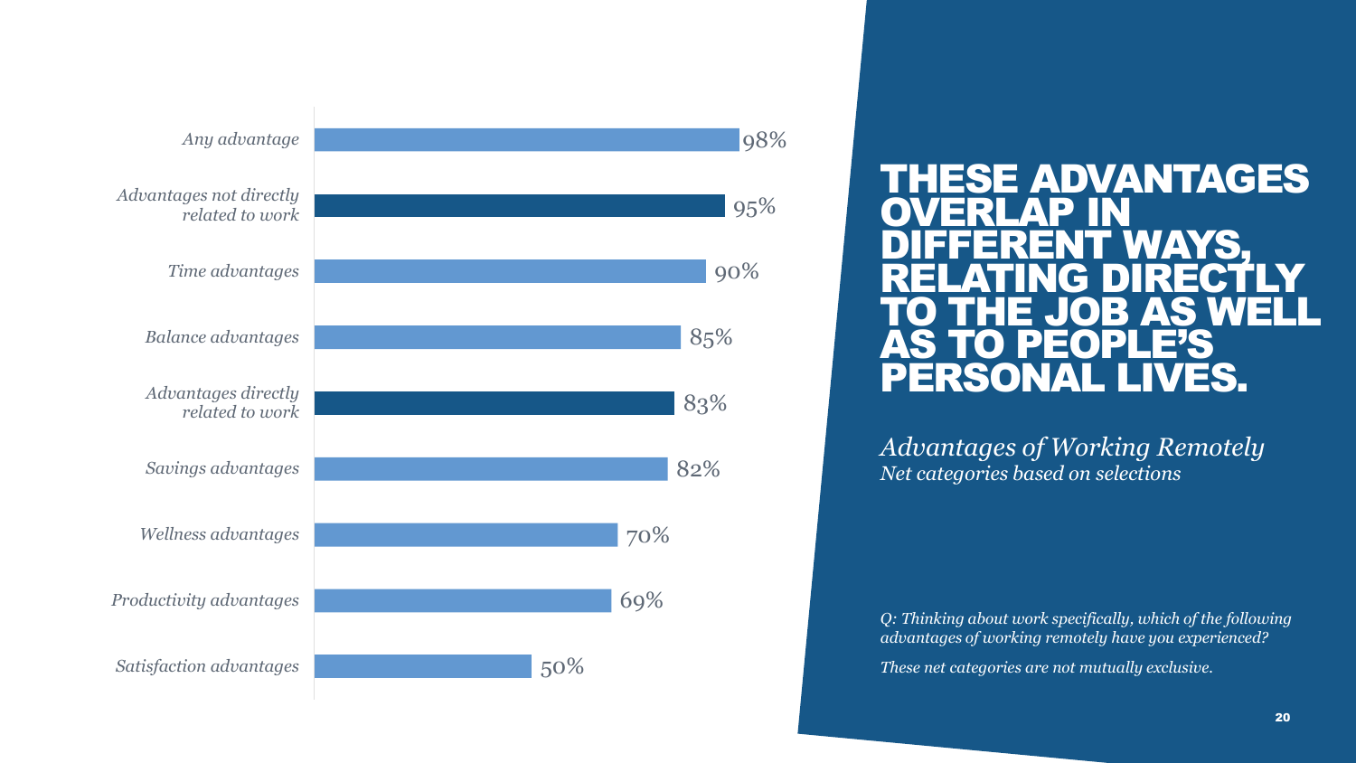# THESE ADVANTAGES OVERLAP IN DIFFERENT WAYS, RELATING DIRECTLY TO THE JOB AS WELL AS TO PEOPLE'S PERSONAL LIVES.

*Advantages of Working Remotely*
*Net categories based on selections*

| Category | % |
|---|---|
| *Any advantage* | 98% |
| *Advantages not directly related to work* | 95% |
| *Time advantages* | 90% |
| *Balance advantages* | 85% |
| *Advantages directly related to work* | 83% |
| *Savings advantages* | 82% |
| *Wellness advantages* | 70% |
| *Productivity advantages* | 69% |
| *Satisfaction advantages* | 50% |

*Q: Thinking about work specifically, which of the following advantages of working remotely have you experienced?*

*These net categories are not mutually exclusive.*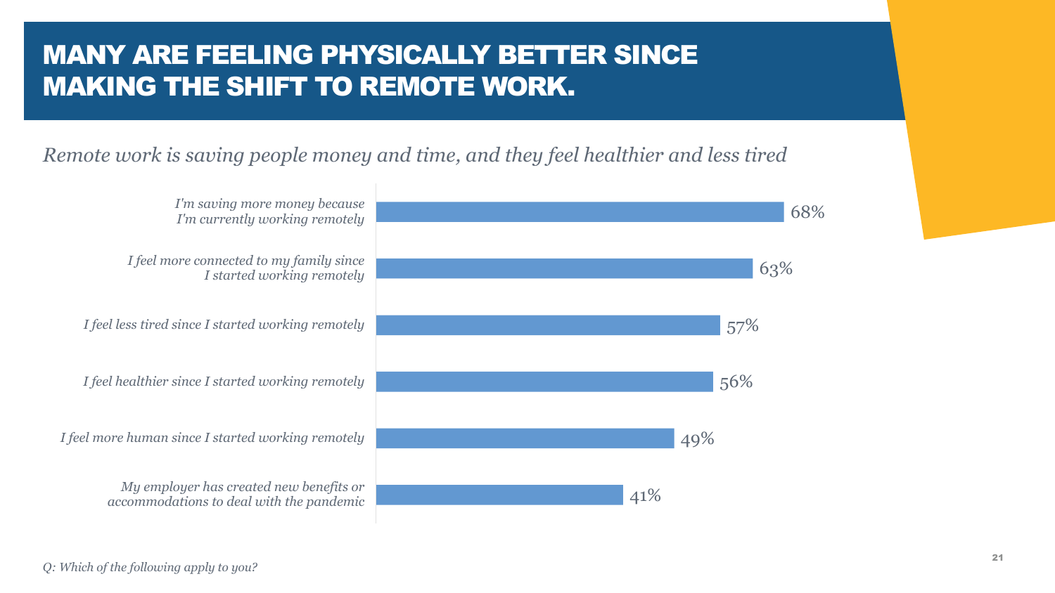# MANY ARE FEELING PHYSICALLY BETTER SINCE MAKING THE SHIFT TO REMOTE WORK.

*Remote work is saving people money and time, and they feel healthier and less tired*

| Statement | % |
|---|---|
| *I'm saving more money because I'm currently working remotely* | 68% |
| *I feel more connected to my family since I started working remotely* | 63% |
| *I feel less tired since I started working remotely* | 57% |
| *I feel healthier since I started working remotely* | 56% |
| *I feel more human since I started working remotely* | 49% |
| *My employer has created new benefits or accommodations to deal with the pandemic* | 41% |

*Q: Which of the following apply to you?*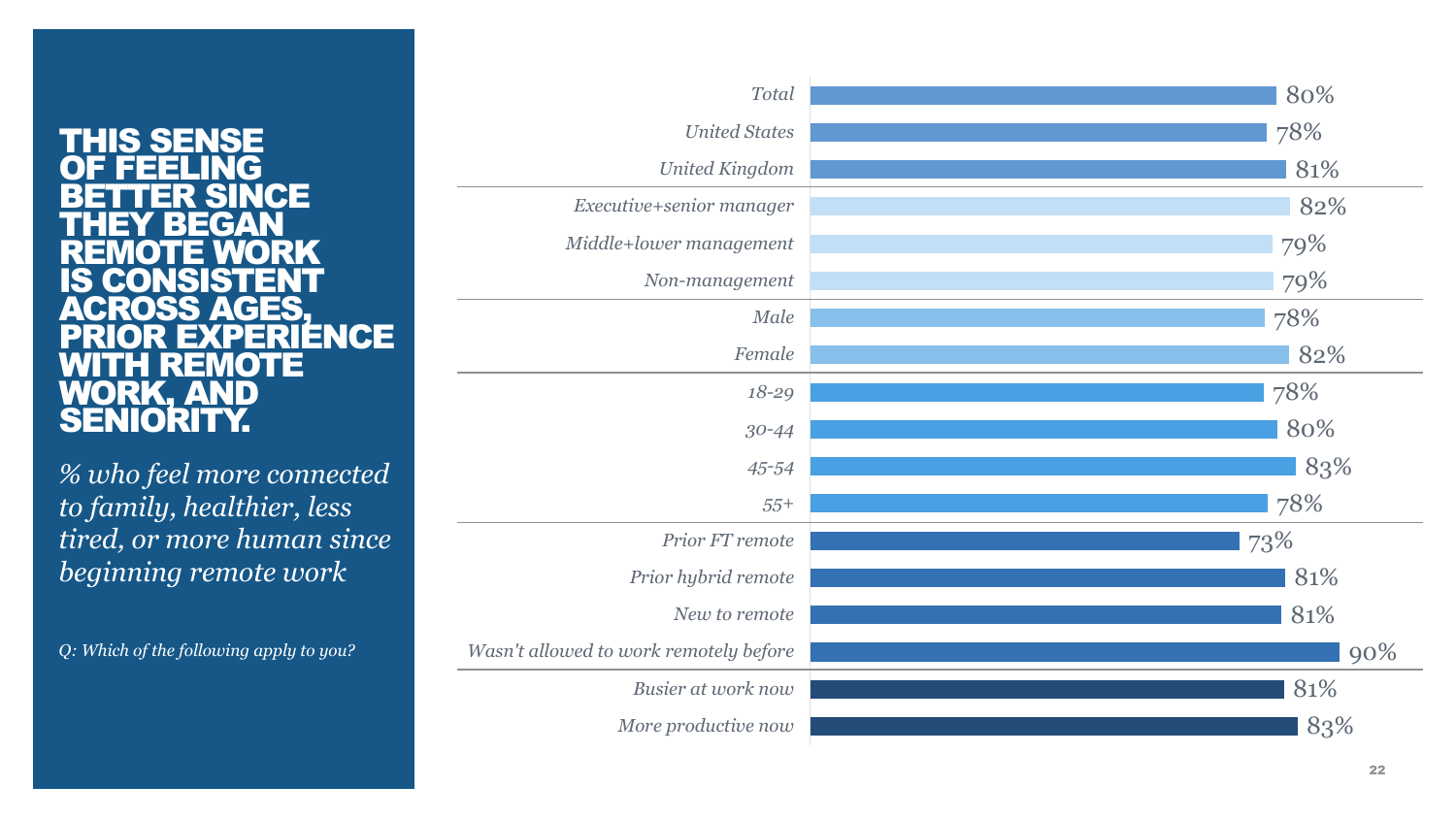# THIS SENSE OF FEELING BETTER SINCE THEY BEGAN REMOTE WORK IS CONSISTENT ACROSS AGES, PRIOR EXPERIENCE WITH REMOTE WORK, AND SENIORITY.

*% who feel more connected to family, healthier, less tired, or more human since beginning remote work*

*Q: Which of the following apply to you?*

| Group | % |
|---|---|
| *Total* | 80% |
| *United States* | 78% |
| *United Kingdom* | 81% |
| *Executive+senior manager* | 82% |
| *Middle+lower management* | 79% |
| *Non-management* | 79% |
| *Male* | 78% |
| *Female* | 82% |
| *18-29* | 78% |
| *30-44* | 80% |
| *45-54* | 83% |
| *55+* | 78% |
| *Prior FT remote* | 73% |
| *Prior hybrid remote* | 81% |
| *New to remote* | 81% |
| *Wasn't allowed to work remotely before* | 90% |
| *Busier at work now* | 81% |
| *More productive now* | 83% |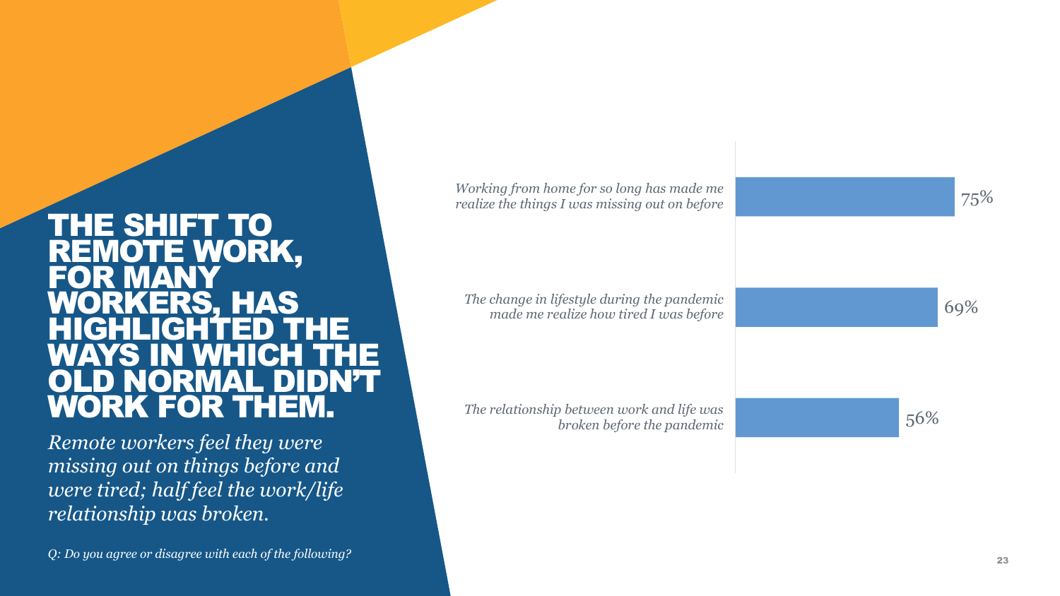# THE SHIFT TO REMOTE WORK, FOR MANY WORKERS, HAS HIGHLIGHTED THE WAYS IN WHICH THE OLD NORMAL DIDN'T WORK FOR THEM.

*Remote workers feel they were missing out on things before and were tired; half feel the work/life relationship was broken.*

*Q: Do you agree or disagree with each of the following?*

| Statement | % |
| --- | --- |
| *Working from home for so long has made me realize the things I was missing out on before* | 75% |
| *The change in lifestyle during the pandemic made me realize how tired I was before* | 69% |
| *The relationship between work and life was broken before the pandemic* | 56% |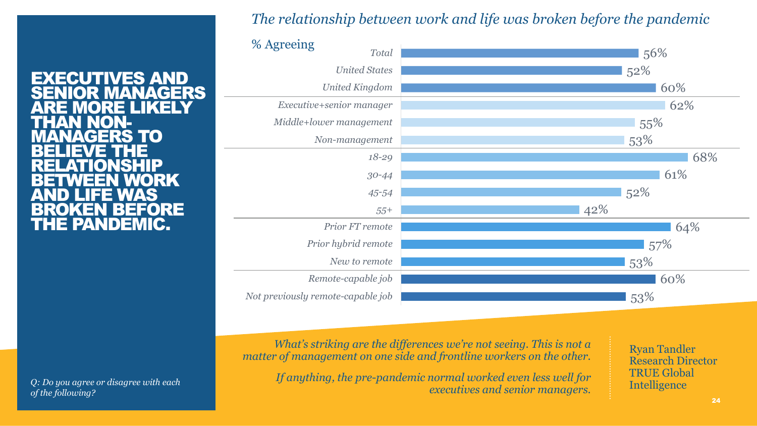# EXECUTIVES AND SENIOR MANAGERS ARE MORE LIKELY THAN NON-MANAGERS TO BELIEVE THE RELATIONSHIP BETWEEN WORK AND LIFE WAS BROKEN BEFORE THE PANDEMIC.

*Q: Do you agree or disagree with each of the following?*

## *The relationship between work and life was broken before the pandemic*

% Agreeing

| Group | % Agreeing |
|---|---|
| Total | 56% |
| United States | 52% |
| United Kingdom | 60% |
| Executive+senior manager | 62% |
| Middle+lower management | 55% |
| Non-management | 53% |
| 18-29 | 68% |
| 30-44 | 61% |
| 45-54 | 52% |
| 55+ | 42% |
| Prior FT remote | 64% |
| Prior hybrid remote | 57% |
| New to remote | 53% |
| Remote-capable job | 60% |
| Not previously remote-capable job | 53% |

*What's striking are the differences we're not seeing. This is not a matter of management on one side and frontline workers on the other.*

*If anything, the pre-pandemic normal worked even less well for executives and senior managers.*

Ryan Tandler
Research Director
TRUE Global Intelligence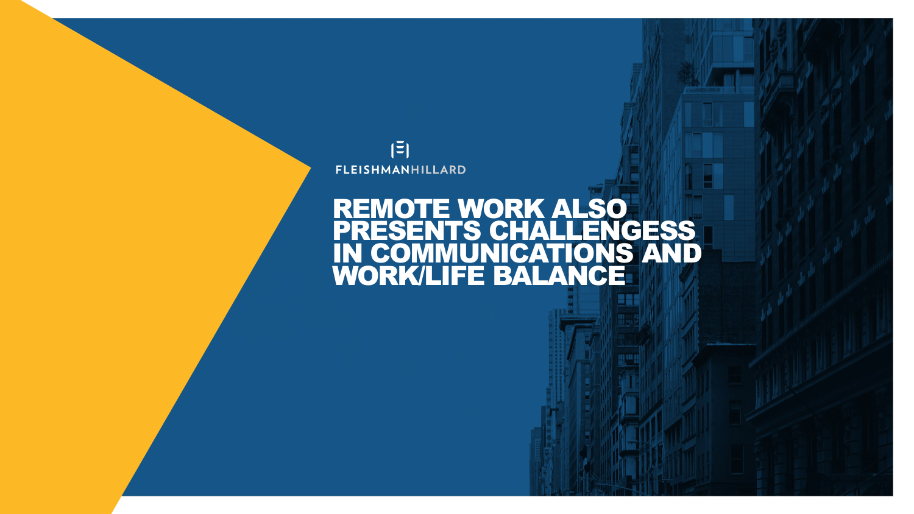FLEISHMANHILLARD

# REMOTE WORK ALSO PRESENTS CHALLENGESS IN COMMUNICATIONS AND WORK/LIFE BALANCE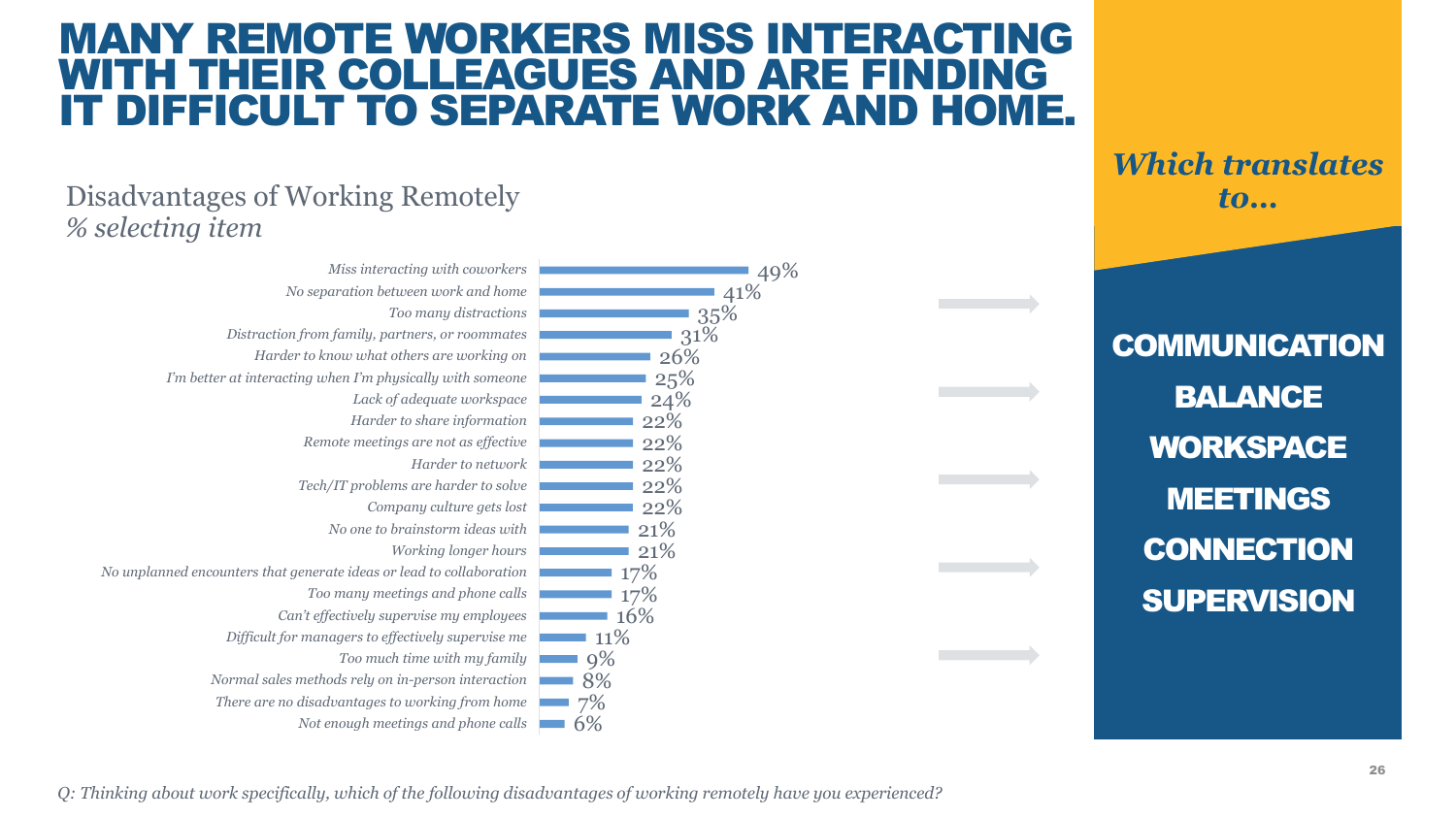# MANY REMOTE WORKERS MISS INTERACTING WITH THEIR COLLEAGUES AND ARE FINDING IT DIFFICULT TO SEPARATE WORK AND HOME.

## Disadvantages of Working Remotely

*% selecting item*

| Item | % |
|---|---|
| *Miss interacting with coworkers* | 49% |
| *No separation between work and home* | 41% |
| *Too many distractions* | 35% |
| *Distraction from family, partners, or roommates* | 31% |
| *Harder to know what others are working on* | 26% |
| *I'm better at interacting when I'm physically with someone* | 25% |
| *Lack of adequate workspace* | 24% |
| *Harder to share information* | 22% |
| *Remote meetings are not as effective* | 22% |
| *Harder to network* | 22% |
| *Tech/IT problems are harder to solve* | 22% |
| *Company culture gets lost* | 22% |
| *No one to brainstorm ideas with* | 21% |
| *Working longer hours* | 21% |
| *No unplanned encounters that generate ideas or lead to collaboration* | 17% |
| *Too many meetings and phone calls* | 17% |
| *Can't effectively supervise my employees* | 16% |
| *Difficult for managers to effectively supervise me* | 11% |
| *Too much time with my family* | 9% |
| *Normal sales methods rely on in-person interaction* | 8% |
| *There are no disadvantages to working from home* | 7% |
| *Not enough meetings and phone calls* | 6% |

***Which translates to…***

**COMMUNICATION**

**BALANCE**

**WORKSPACE**

**MEETINGS**

**CONNECTION**

**SUPERVISION**

*Q: Thinking about work specifically, which of the following disadvantages of working remotely have you experienced?*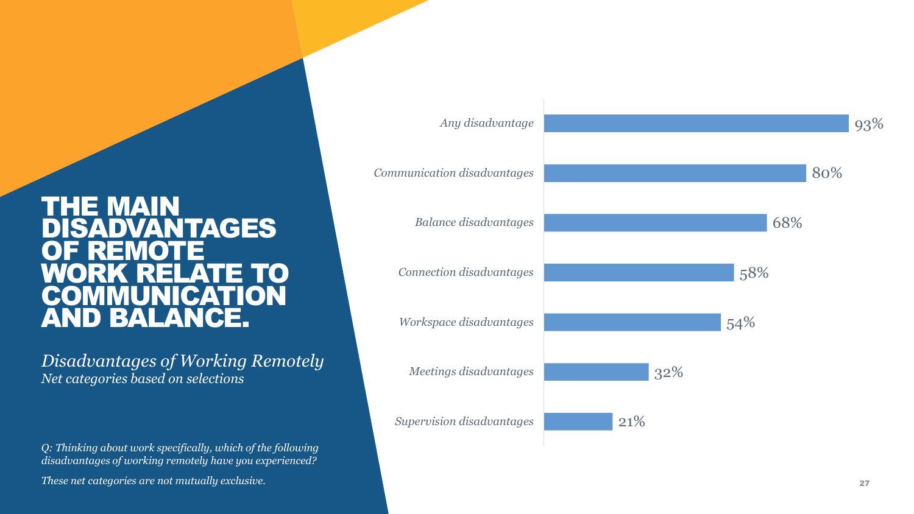# THE MAIN DISADVANTAGES OF REMOTE WORK RELATE TO COMMUNICATION AND BALANCE.

*Disadvantages of Working Remotely*
*Net categories based on selections*

| Category | Percentage |
| --- | --- |
| Any disadvantage | 93% |
| Communication disadvantages | 80% |
| Balance disadvantages | 68% |
| Connection disadvantages | 58% |
| Workspace disadvantages | 54% |
| Meetings disadvantages | 32% |
| Supervision disadvantages | 21% |

*Q: Thinking about work specifically, which of the following disadvantages of working remotely have you experienced?*

*These net categories are not mutually exclusive.*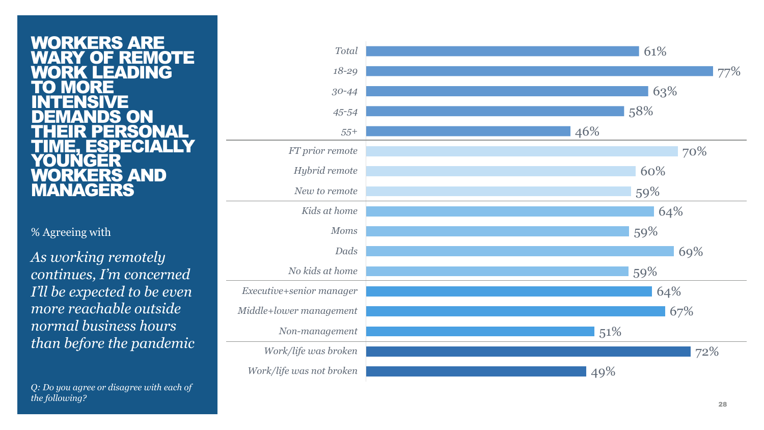# WORKERS ARE WARY OF REMOTE WORK LEADING TO MORE INTENSIVE DEMANDS ON THEIR PERSONAL TIME, ESPECIALLY YOUNGER WORKERS AND MANAGERS

% Agreeing with

*As working remotely continues, I'm concerned I'll be expected to be even more reachable outside normal business hours than before the pandemic*

*Q: Do you agree or disagree with each of the following?*

| Group | % Agreeing |
|---|---|
| *Total* | 61% |
| *18-29* | 77% |
| *30-44* | 63% |
| *45-54* | 58% |
| *55+* | 46% |
| *FT prior remote* | 70% |
| *Hybrid remote* | 60% |
| *New to remote* | 59% |
| *Kids at home* | 64% |
| *Moms* | 59% |
| *Dads* | 69% |
| *No kids at home* | 59% |
| *Executive+senior manager* | 64% |
| *Middle+lower management* | 67% |
| *Non-management* | 51% |
| *Work/life was broken* | 72% |
| *Work/life was not broken* | 49% |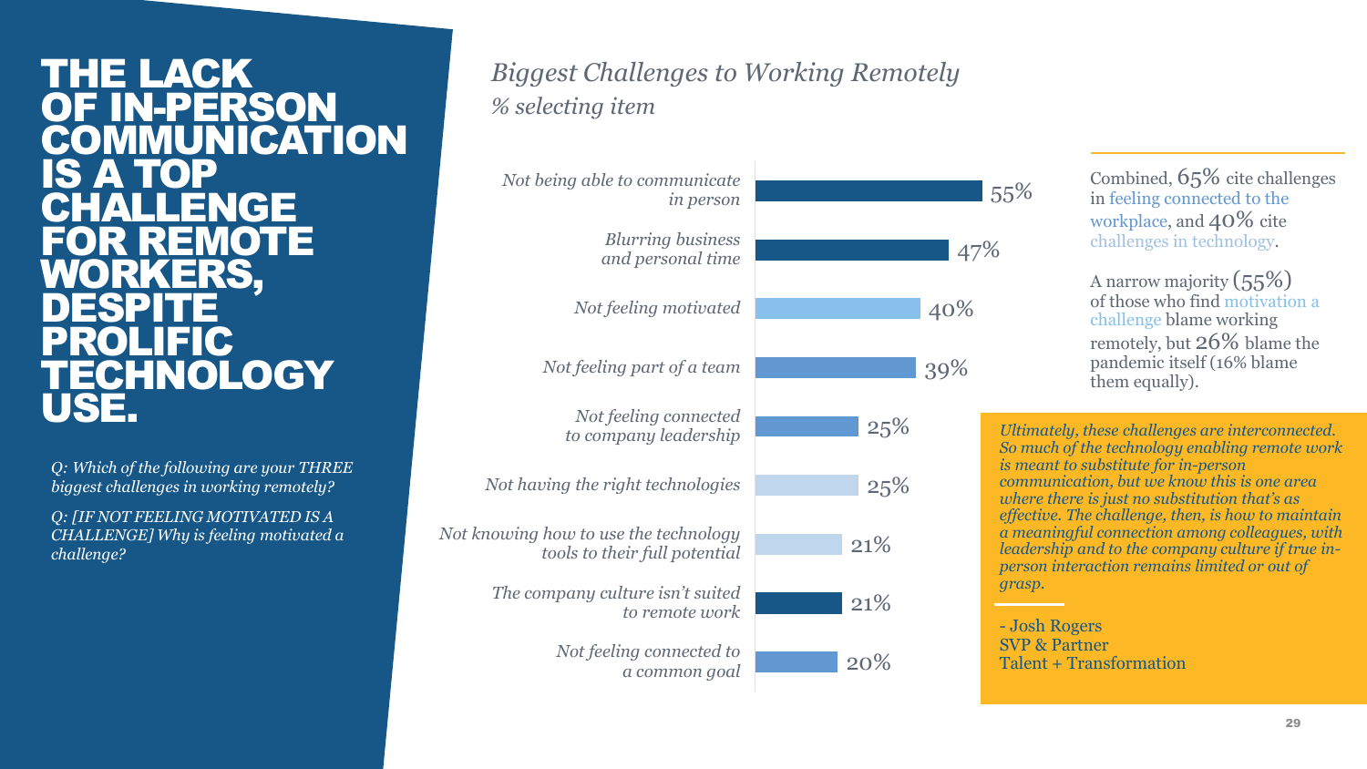# THE LACK OF IN-PERSON COMMUNICATION IS A TOP CHALLENGE FOR REMOTE WORKERS, DESPITE PROLIFIC TECHNOLOGY USE.

*Q: Which of the following are your THREE biggest challenges in working remotely?*

*Q: [IF NOT FEELING MOTIVATED IS A CHALLENGE] Why is feeling motivated a challenge?*

## *Biggest Challenges to Working Remotely*

*% selecting item*

| Challenge | % |
|---|---|
| Not being able to communicate in person | 55% |
| Blurring business and personal time | 47% |
| Not feeling motivated | 40% |
| Not feeling part of a team | 39% |
| Not feeling connected to company leadership | 25% |
| Not having the right technologies | 25% |
| Not knowing how to use the technology tools to their full potential | 21% |
| The company culture isn't suited to remote work | 21% |
| Not feeling connected to a common goal | 20% |

Combined, 65% cite challenges in feeling connected to the workplace, and 40% cite challenges in technology.

A narrow majority (55%) of those who find motivation a challenge blame working remotely, but 26% blame the pandemic itself (16% blame them equally).

*Ultimately, these challenges are interconnected. So much of the technology enabling remote work is meant to substitute for in-person communication, but we know this is one area where there is just no substitution that's as effective. The challenge, then, is how to maintain a meaningful connection among colleagues, with leadership and to the company culture if true in-person interaction remains limited or out of grasp.*

\- Josh Rogers
SVP & Partner
Talent + Transformation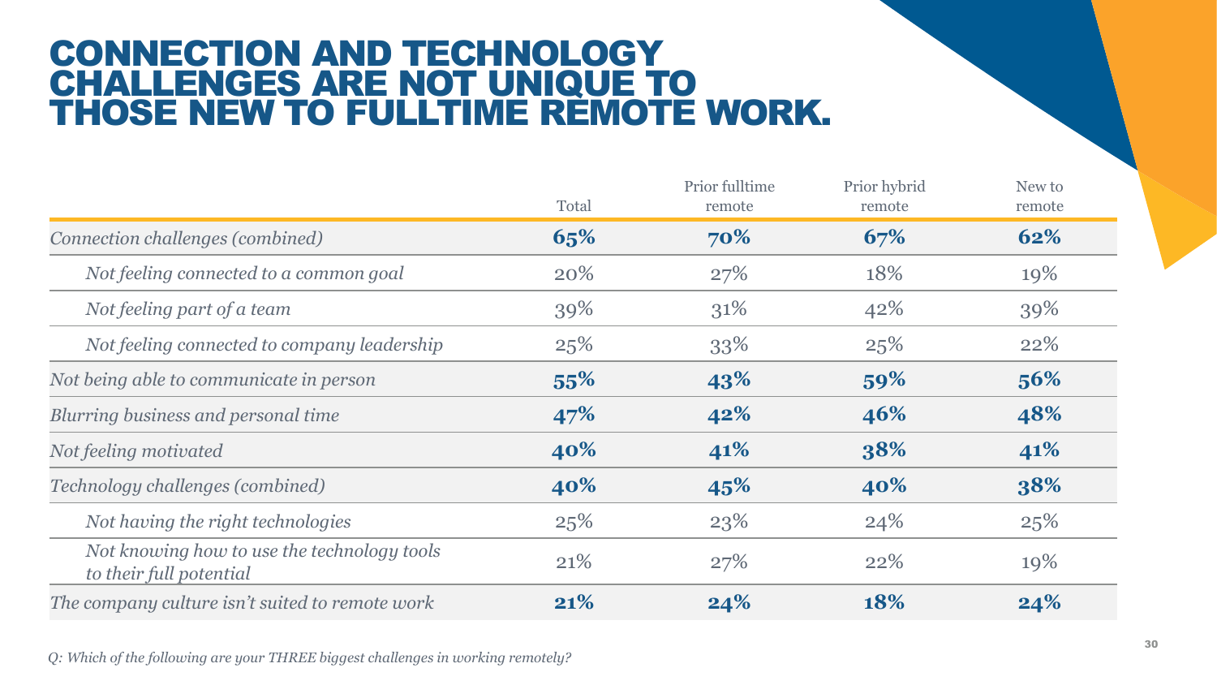# CONNECTION AND TECHNOLOGY CHALLENGES ARE NOT UNIQUE TO THOSE NEW TO FULLTIME REMOTE WORK.

| | Total | Prior fulltime remote | Prior hybrid remote | New to remote |
|---|---|---|---|---|
| *Connection challenges (combined)* | **65%** | **70%** | **67%** | **62%** |
| *Not feeling connected to a common goal* | 20% | 27% | 18% | 19% |
| *Not feeling part of a team* | 39% | 31% | 42% | 39% |
| *Not feeling connected to company leadership* | 25% | 33% | 25% | 22% |
| *Not being able to communicate in person* | **55%** | **43%** | **59%** | **56%** |
| *Blurring business and personal time* | **47%** | **42%** | **46%** | **48%** |
| *Not feeling motivated* | **40%** | **41%** | **38%** | **41%** |
| *Technology challenges (combined)* | **40%** | **45%** | **40%** | **38%** |
| *Not having the right technologies* | 25% | 23% | 24% | 25% |
| *Not knowing how to use the technology tools to their full potential* | 21% | 27% | 22% | 19% |
| *The company culture isn't suited to remote work* | **21%** | **24%** | **18%** | **24%** |

*Q: Which of the following are your THREE biggest challenges in working remotely?*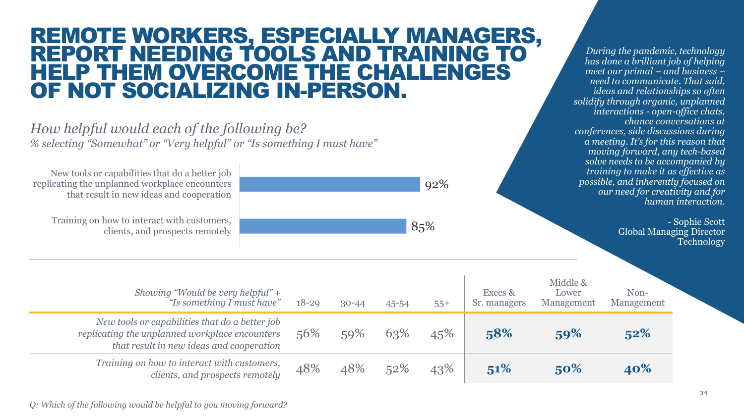# REMOTE WORKERS, ESPECIALLY MANAGERS, REPORT NEEDING TOOLS AND TRAINING TO HELP THEM OVERCOME THE CHALLENGES OF NOT SOCIALIZING IN-PERSON.

*How helpful would each of the following be?*

*% selecting "Somewhat" or "Very helpful" or "Is something I must have"*

| Item | % |
|---|---|
| New tools or capabilities that do a better job replicating the unplanned workplace encounters that result in new ideas and cooperation | 92% |
| Training on how to interact with customers, clients, and prospects remotely | 85% |

*During the pandemic, technology has done a brilliant job of helping meet our primal – and business – need to communicate. That said, ideas and relationships so often solidify through organic, unplanned interactions - open-office chats, chance conversations at conferences, side discussions during a meeting. It's for this reason that moving forward, any tech-based solve needs to be accompanied by training to make it as effective as possible, and inherently focused on our need for creativity and for human interaction.*

- Sophie Scott
Global Managing Director
Technology

| *Showing "Would be very helpful" + "Is something I must have"* | 18-29 | 30-44 | 45-54 | 55+ | Execs & Sr. managers | Middle & Lower Management | Non-Management |
|---|---|---|---|---|---|---|---|
| *New tools or capabilities that do a better job replicating the unplanned workplace encounters that result in new ideas and cooperation* | 56% | 59% | 63% | 45% | **58%** | **59%** | **52%** |
| *Training on how to interact with customers, clients, and prospects remotely* | 48% | 48% | 52% | 43% | **51%** | **50%** | **40%** |

*Q: Which of the following would be helpful to you moving forward?*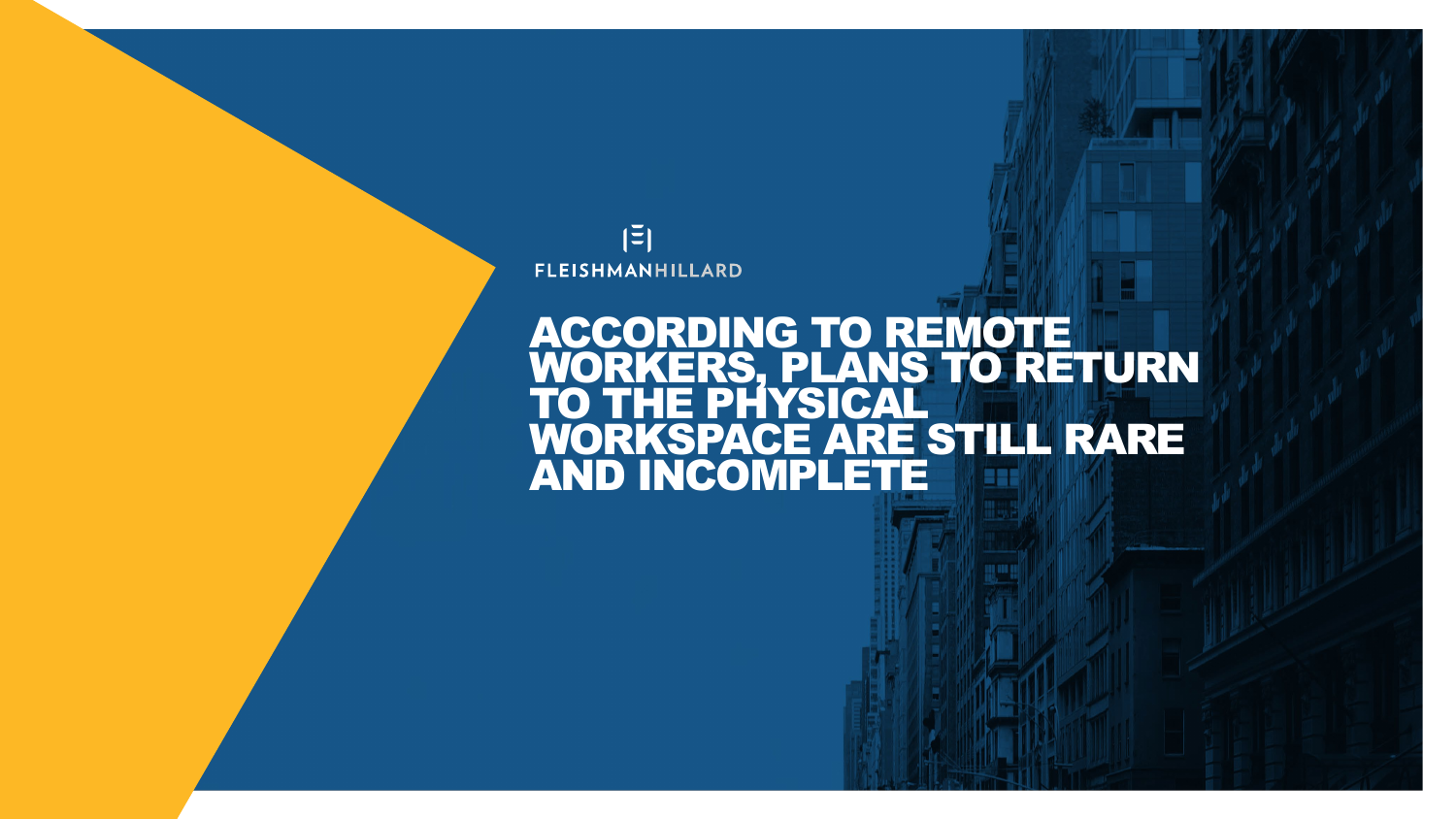FLEISHMANHILLARD

# ACCORDING TO REMOTE WORKERS, PLANS TO RETURN TO THE PHYSICAL WORKSPACE ARE STILL RARE AND INCOMPLETE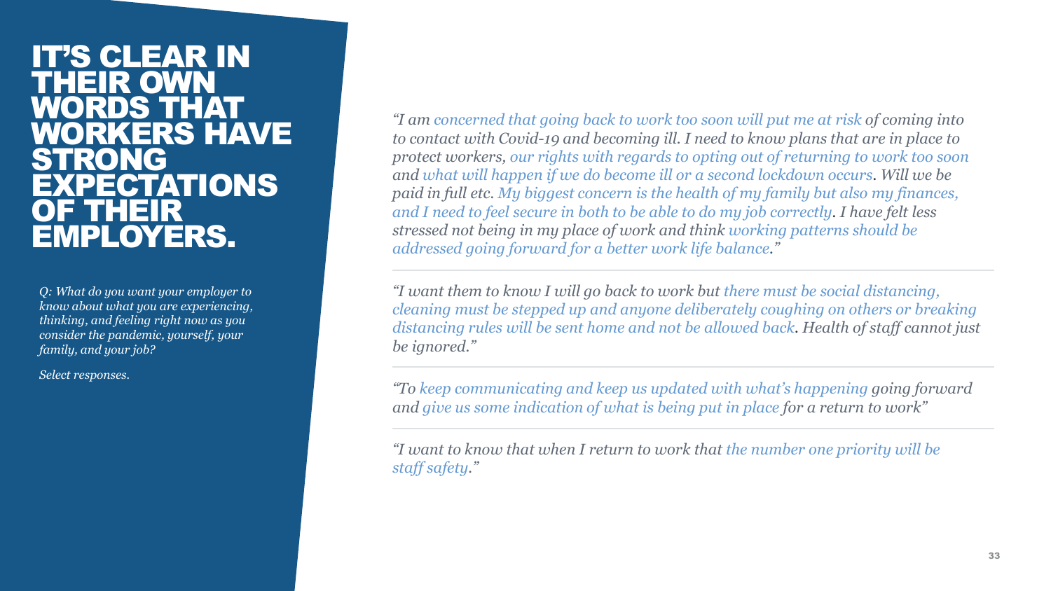# IT'S CLEAR IN THEIR OWN WORDS THAT WORKERS HAVE STRONG EXPECTATIONS OF THEIR EMPLOYERS.

*Q: What do you want your employer to know about what you are experiencing, thinking, and feeling right now as you consider the pandemic, yourself, your family, and your job?*

*Select responses.*

*"I am concerned that going back to work too soon will put me at risk of coming into to contact with Covid-19 and becoming ill. I need to know plans that are in place to protect workers, our rights with regards to opting out of returning to work too soon and what will happen if we do become ill or a second lockdown occurs. Will we be paid in full etc. My biggest concern is the health of my family but also my finances, and I need to feel secure in both to be able to do my job correctly. I have felt less stressed not being in my place of work and think working patterns should be addressed going forward for a better work life balance."*

---

*"I want them to know I will go back to work but there must be social distancing, cleaning must be stepped up and anyone deliberately coughing on others or breaking distancing rules will be sent home and not be allowed back. Health of staff cannot just be ignored."*

---

*"To keep communicating and keep us updated with what's happening going forward and give us some indication of what is being put in place for a return to work"*

---

*"I want to know that when I return to work that the number one priority will be staff safety."*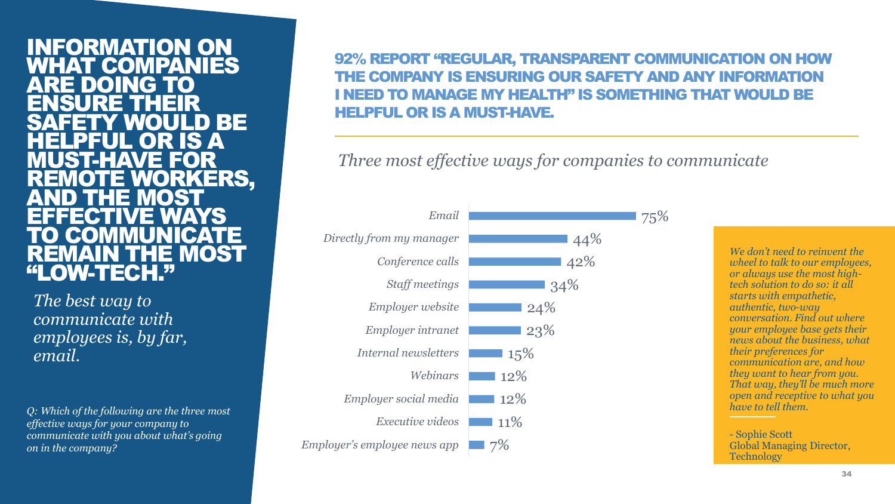# INFORMATION ON WHAT COMPANIES ARE DOING TO ENSURE THEIR SAFETY WOULD BE HELPFUL OR IS A MUST-HAVE FOR REMOTE WORKERS, AND THE MOST EFFECTIVE WAYS TO COMMUNICATE REMAIN THE MOST "LOW-TECH."

*The best way to communicate with employees is, by far, email.*

*Q: Which of the following are the three most effective ways for your company to communicate with you about what's going on in the company?*

## 92% REPORT "REGULAR, TRANSPARENT COMMUNICATION ON HOW THE COMPANY IS ENSURING OUR SAFETY AND ANY INFORMATION I NEED TO MANAGE MY HEALTH" IS SOMETHING THAT WOULD BE HELPFUL OR IS A MUST-HAVE.

*Three most effective ways for companies to communicate*

| Method | % |
|---|---|
| *Email* | 75% |
| *Directly from my manager* | 44% |
| *Conference calls* | 42% |
| *Staff meetings* | 34% |
| *Employer website* | 24% |
| *Employer intranet* | 23% |
| *Internal newsletters* | 15% |
| *Webinars* | 12% |
| *Employer social media* | 12% |
| *Executive videos* | 11% |
| *Employer's employee news app* | 7% |

*We don't need to reinvent the wheel to talk to our employees, or always use the most high-tech solution to do so: it all starts with empathetic, authentic, two-way conversation. Find out where your employee base gets their news about the business, what their preferences for communication are, and how they want to hear from you. That way, they'll be much more open and receptive to what you have to tell them.*

- Sophie Scott
Global Managing Director, Technology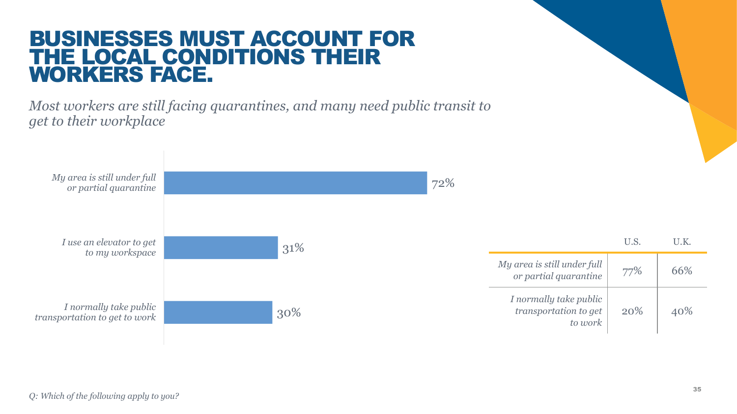# BUSINESSES MUST ACCOUNT FOR THE LOCAL CONDITIONS THEIR WORKERS FACE.

*Most workers are still facing quarantines, and many need public transit to get to their workplace*

| Statement | % |
|---|---|
| *My area is still under full or partial quarantine* | 72% |
| *I use an elevator to get to my workspace* | 31% |
| *I normally take public transportation to get to work* | 30% |

| | U.S. | U.K. |
|---|---|---|
| *My area is still under full or partial quarantine* | 77% | 66% |
| *I normally take public transportation to get to work* | 20% | 40% |

*Q: Which of the following apply to you?*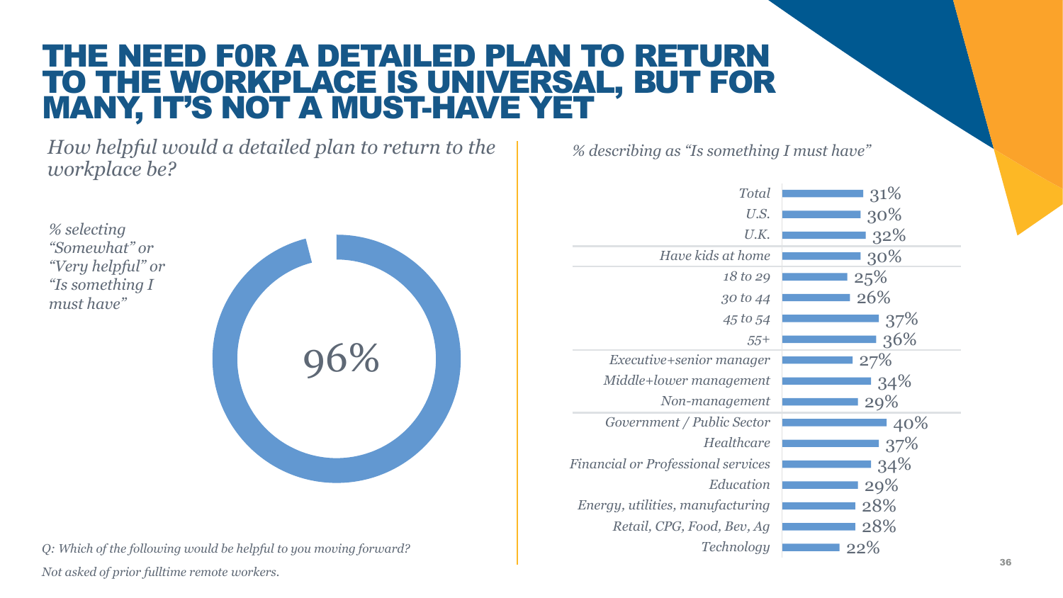# THE NEED F0R A DETAILED PLAN TO RETURN TO THE WORKPLACE IS UNIVERSAL, BUT FOR MANY, IT'S NOT A MUST-HAVE YET

*How helpful would a detailed plan to return to the workplace be?*

*% selecting "Somewhat" or "Very helpful" or "Is something I must have"*

96%

*% describing as "Is something I must have"*

| Group | % |
|---|---|
| *Total* | 31% |
| *U.S.* | 30% |
| *U.K.* | 32% |
| *Have kids at home* | 30% |
| *18 to 29* | 25% |
| *30 to 44* | 26% |
| *45 to 54* | 37% |
| *55+* | 36% |
| *Executive+senior manager* | 27% |
| *Middle+lower management* | 34% |
| *Non-management* | 29% |
| *Government / Public Sector* | 40% |
| *Healthcare* | 37% |
| *Financial or Professional services* | 34% |
| *Education* | 29% |
| *Energy, utilities, manufacturing* | 28% |
| *Retail, CPG, Food, Bev, Ag* | 28% |
| *Technology* | 22% |

*Q: Which of the following would be helpful to you moving forward?*

*Not asked of prior fulltime remote workers.*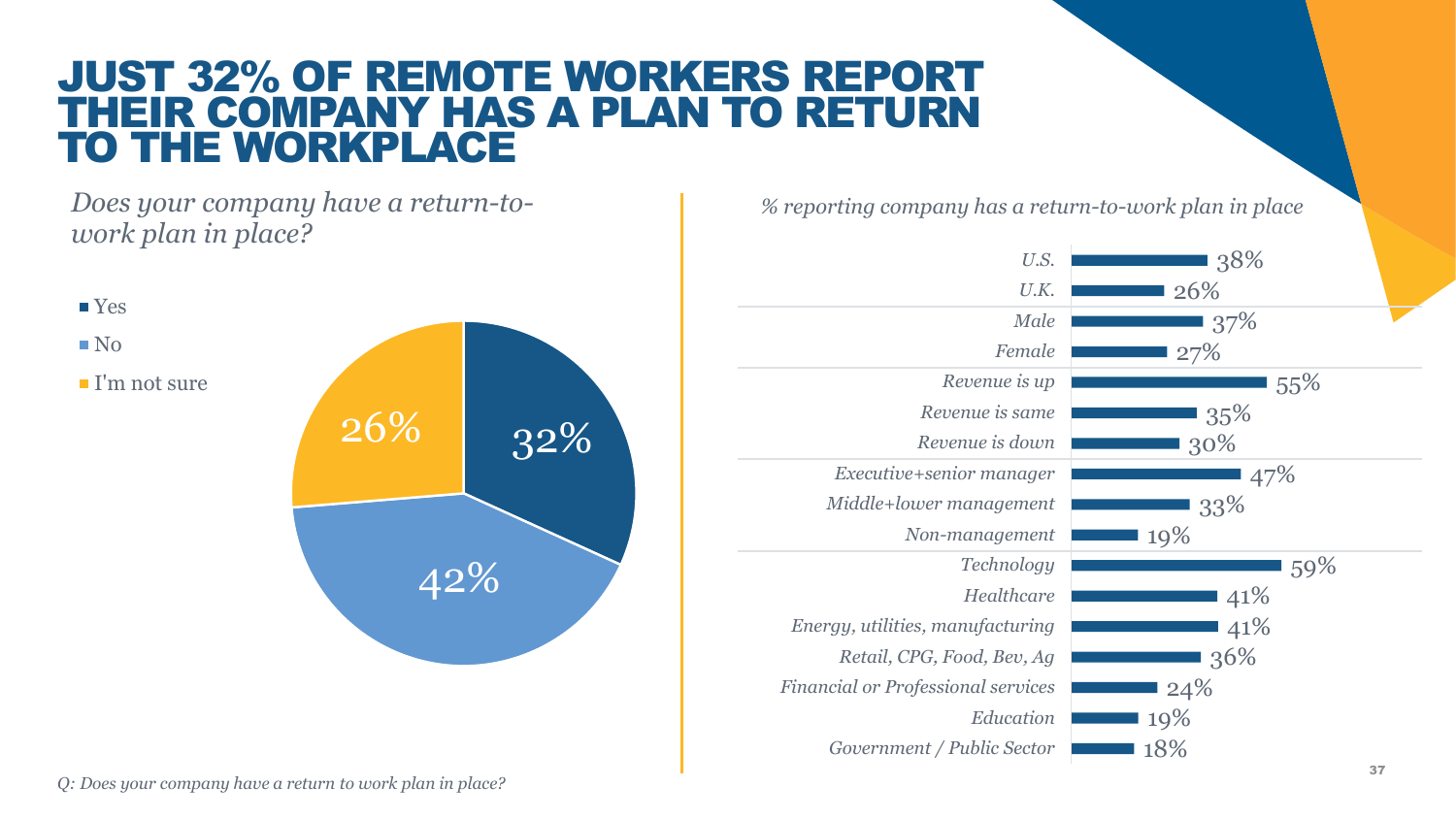# JUST 32% OF REMOTE WORKERS REPORT THEIR COMPANY HAS A PLAN TO RETURN TO THE WORKPLACE

*Does your company have a return-to-work plan in place?*

| Response | % |
|---|---|
| Yes | 32% |
| No | 42% |
| I'm not sure | 26% |

*% reporting company has a return-to-work plan in place*

| Group | % |
|---|---|
| U.S. | 38% |
| U.K. | 26% |
| Male | 37% |
| Female | 27% |
| Revenue is up | 55% |
| Revenue is same | 35% |
| Revenue is down | 30% |
| Executive+senior manager | 47% |
| Middle+lower management | 33% |
| Non-management | 19% |
| Technology | 59% |
| Healthcare | 41% |
| Energy, utilities, manufacturing | 41% |
| Retail, CPG, Food, Bev, Ag | 36% |
| Financial or Professional services | 24% |
| Education | 19% |
| Government / Public Sector | 18% |

*Q: Does your company have a return to work plan in place?*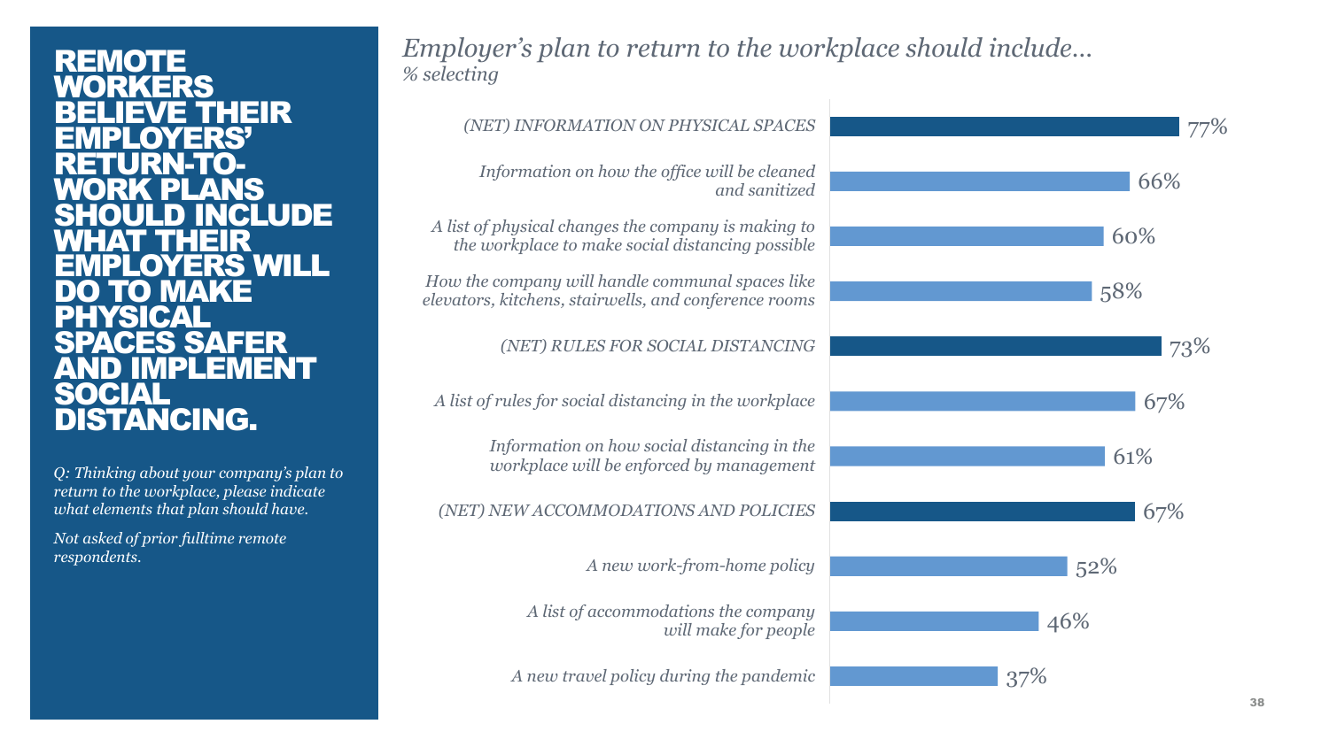# REMOTE WORKERS BELIEVE THEIR EMPLOYERS' RETURN-TO-WORK PLANS SHOULD INCLUDE WHAT THEIR EMPLOYERS WILL DO TO MAKE PHYSICAL SPACES SAFER AND IMPLEMENT SOCIAL DISTANCING.

*Q: Thinking about your company's plan to return to the workplace, please indicate what elements that plan should have.*

*Not asked of prior fulltime remote respondents.*

## *Employer's plan to return to the workplace should include…*

*% selecting*

| Element | % selecting |
|---|---|
| *(NET) INFORMATION ON PHYSICAL SPACES* | 77% |
| *Information on how the office will be cleaned and sanitized* | 66% |
| *A list of physical changes the company is making to the workplace to make social distancing possible* | 60% |
| *How the company will handle communal spaces like elevators, kitchens, stairwells, and conference rooms* | 58% |
| *(NET) RULES FOR SOCIAL DISTANCING* | 73% |
| *A list of rules for social distancing in the workplace* | 67% |
| *Information on how social distancing in the workplace will be enforced by management* | 61% |
| *(NET) NEW ACCOMMODATIONS AND POLICIES* | 67% |
| *A new work-from-home policy* | 52% |
| *A list of accommodations the company will make for people* | 46% |
| *A new travel policy during the pandemic* | 37% |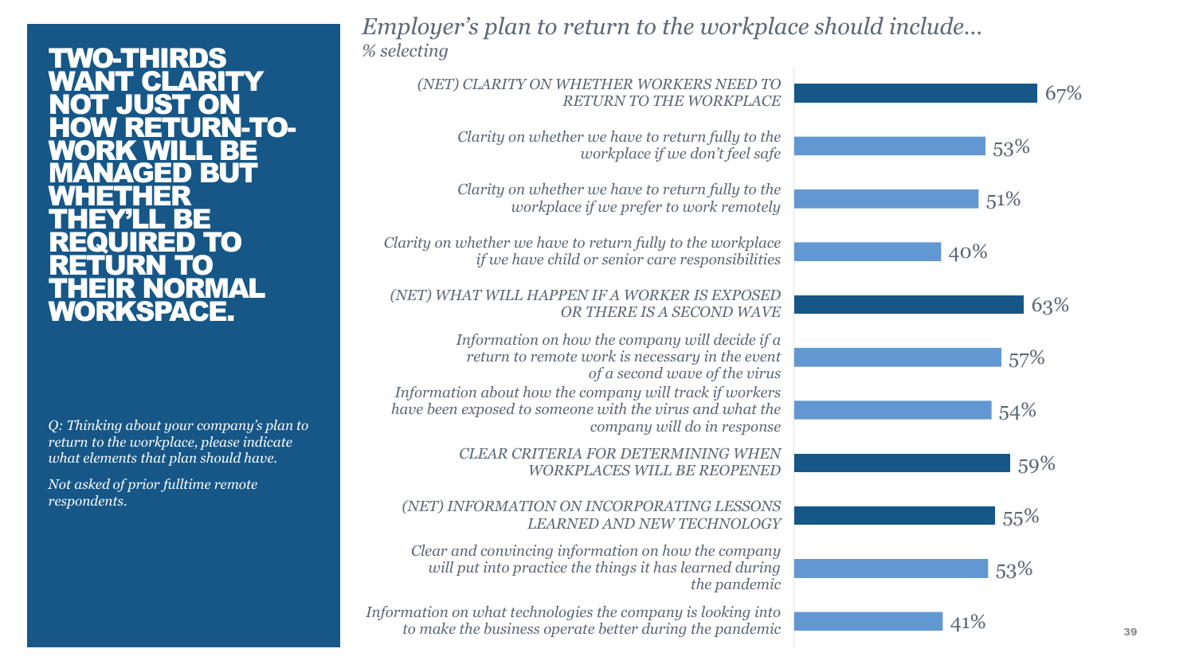# TWO-THIRDS WANT CLARITY NOT JUST ON HOW RETURN-TO-WORK WILL BE MANAGED BUT WHETHER THEY'LL BE REQUIRED TO RETURN TO THEIR NORMAL WORKSPACE.

*Q: Thinking about your company's plan to return to the workplace, please indicate what elements that plan should have.*

*Not asked of prior fulltime remote respondents.*

## *Employer's plan to return to the workplace should include…*

*% selecting*

| Element | % selecting |
|---|---|
| (NET) CLARITY ON WHETHER WORKERS NEED TO RETURN TO THE WORKPLACE | 67% |
| Clarity on whether we have to return fully to the workplace if we don't feel safe | 53% |
| Clarity on whether we have to return fully to the workplace if we prefer to work remotely | 51% |
| Clarity on whether we have to return fully to the workplace if we have child or senior care responsibilities | 40% |
| (NET) WHAT WILL HAPPEN IF A WORKER IS EXPOSED OR THERE IS A SECOND WAVE | 63% |
| Information on how the company will decide if a return to remote work is necessary in the event of a second wave of the virus | 57% |
| Information about how the company will track if workers have been exposed to someone with the virus and what the company will do in response | 54% |
| CLEAR CRITERIA FOR DETERMINING WHEN WORKPLACES WILL BE REOPENED | 59% |
| (NET) INFORMATION ON INCORPORATING LESSONS LEARNED AND NEW TECHNOLOGY | 55% |
| Clear and convincing information on how the company will put into practice the things it has learned during the pandemic | 53% |
| Information on what technologies the company is looking into to make the business operate better during the pandemic | 41% |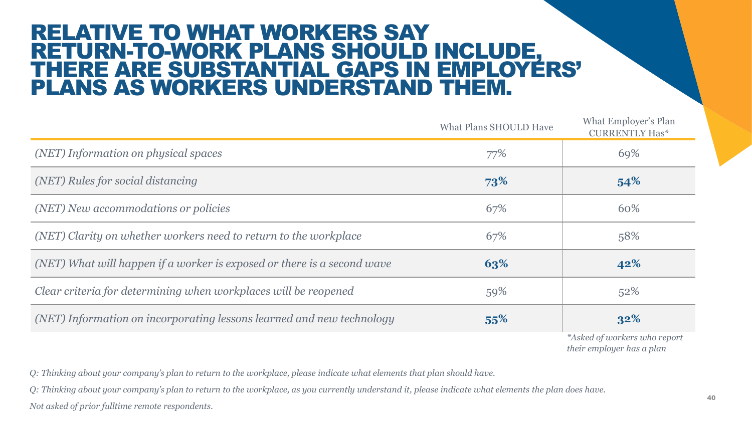# RELATIVE TO WHAT WORKERS SAY RETURN-TO-WORK PLANS SHOULD INCLUDE, THERE ARE SUBSTANTIAL GAPS IN EMPLOYERS' PLANS AS WORKERS UNDERSTAND THEM.

| | What Plans SHOULD Have | What Employer's Plan CURRENTLY Has* |
|---|---|---|
| *(NET) Information on physical spaces* | 77% | 69% |
| *(NET) Rules for social distancing* | **73%** | **54%** |
| *(NET) New accommodations or policies* | 67% | 60% |
| *(NET) Clarity on whether workers need to return to the workplace* | 67% | 58% |
| *(NET) What will happen if a worker is exposed or there is a second wave* | **63%** | **42%** |
| *Clear criteria for determining when workplaces will be reopened* | 59% | 52% |
| *(NET) Information on incorporating lessons learned and new technology* | **55%** | **32%** |

*\*Asked of workers who report their employer has a plan*

*Q: Thinking about your company's plan to return to the workplace, please indicate what elements that plan should have.*

*Q: Thinking about your company's plan to return to the workplace, as you currently understand it, please indicate what elements the plan does have.*

*Not asked of prior fulltime remote respondents.*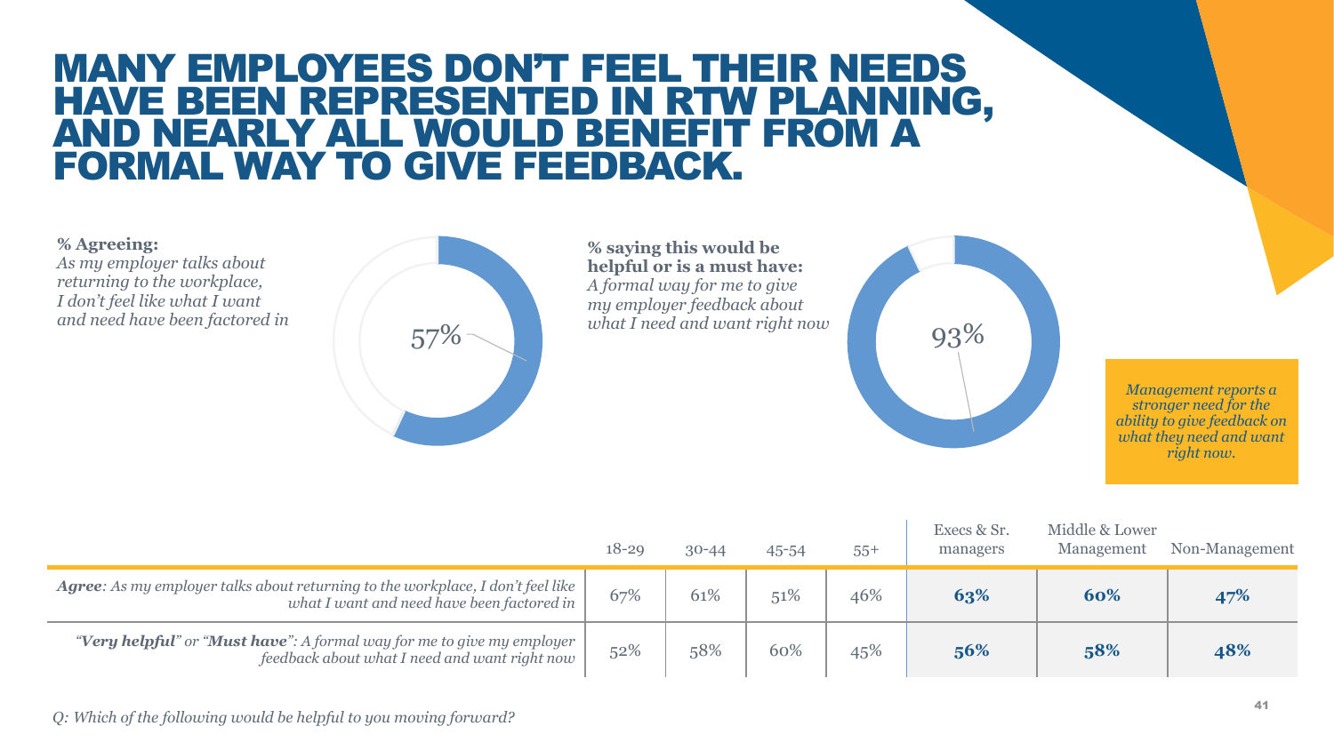# MANY EMPLOYEES DON'T FEEL THEIR NEEDS HAVE BEEN REPRESENTED IN RTW PLANNING, AND NEARLY ALL WOULD BENEFIT FROM A FORMAL WAY TO GIVE FEEDBACK.

**% Agreeing:**
*As my employer talks about returning to the workplace, I don't feel like what I want and need have been factored in*

57%

**% saying this would be helpful or is a must have:**
*A formal way for me to give my employer feedback about what I need and want right now*

93%

*Management reports a stronger need for the ability to give feedback on what they need and want right now.*

| | 18-29 | 30-44 | 45-54 | 55+ | Execs & Sr. managers | Middle & Lower Management | Non-Management |
|---|---|---|---|---|---|---|---|
| ***Agree**: As my employer talks about returning to the workplace, I don't feel like what I want and need have been factored in* | 67% | 61% | 51% | 46% | **63%** | **60%** | **47%** |
| *"**Very helpful**" or "**Must have**": A formal way for me to give my employer feedback about what I need and want right now* | 52% | 58% | 60% | 45% | **56%** | **58%** | **48%** |

*Q: Which of the following would be helpful to you moving forward?*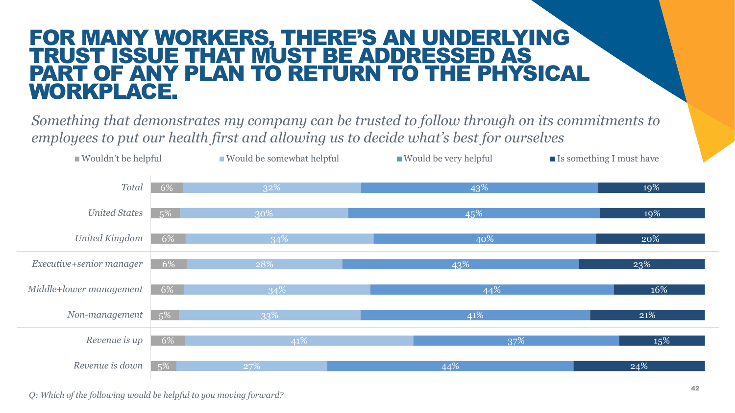# FOR MANY WORKERS, THERE'S AN UNDERLYING TRUST ISSUE THAT MUST BE ADDRESSED AS PART OF ANY PLAN TO RETURN TO THE PHYSICAL WORKPLACE.

*Something that demonstrates my company can be trusted to follow through on its commitments to employees to put our health first and allowing us to decide what's best for ourselves*

| | Wouldn't be helpful | Would be somewhat helpful | Would be very helpful | Is something I must have |
|---|---|---|---|---|
| *Total* | 6% | 32% | 43% | 19% |
| *United States* | 5% | 30% | 45% | 19% |
| *United Kingdom* | 6% | 34% | 40% | 20% |
| *Executive+senior manager* | 6% | 28% | 43% | 23% |
| *Middle+lower management* | 6% | 34% | 44% | 16% |
| *Non-management* | 5% | 33% | 41% | 21% |
| *Revenue is up* | 6% | 41% | 37% | 15% |
| *Revenue is down* | 5% | 27% | 44% | 24% |

*Q: Which of the following would be helpful to you moving forward?*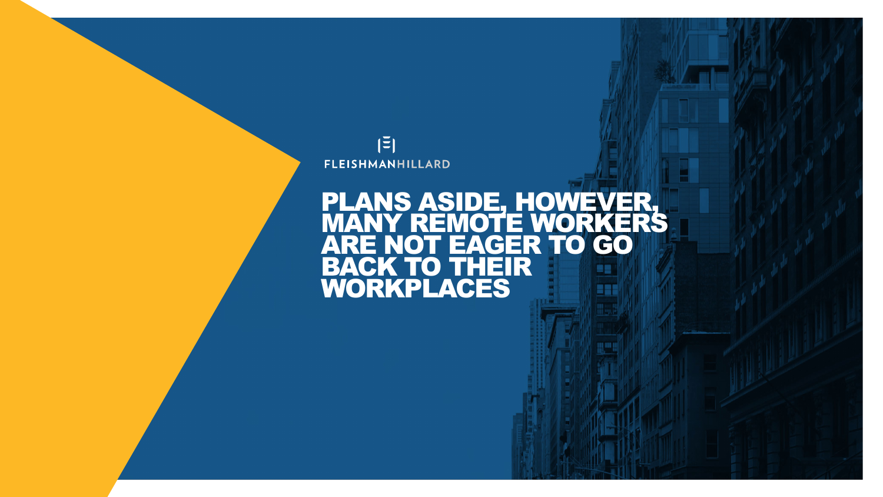FLEISHMANHILLARD

# PLANS ASIDE, HOWEVER, MANY REMOTE WORKERS ARE NOT EAGER TO GO BACK TO THEIR WORKPLACES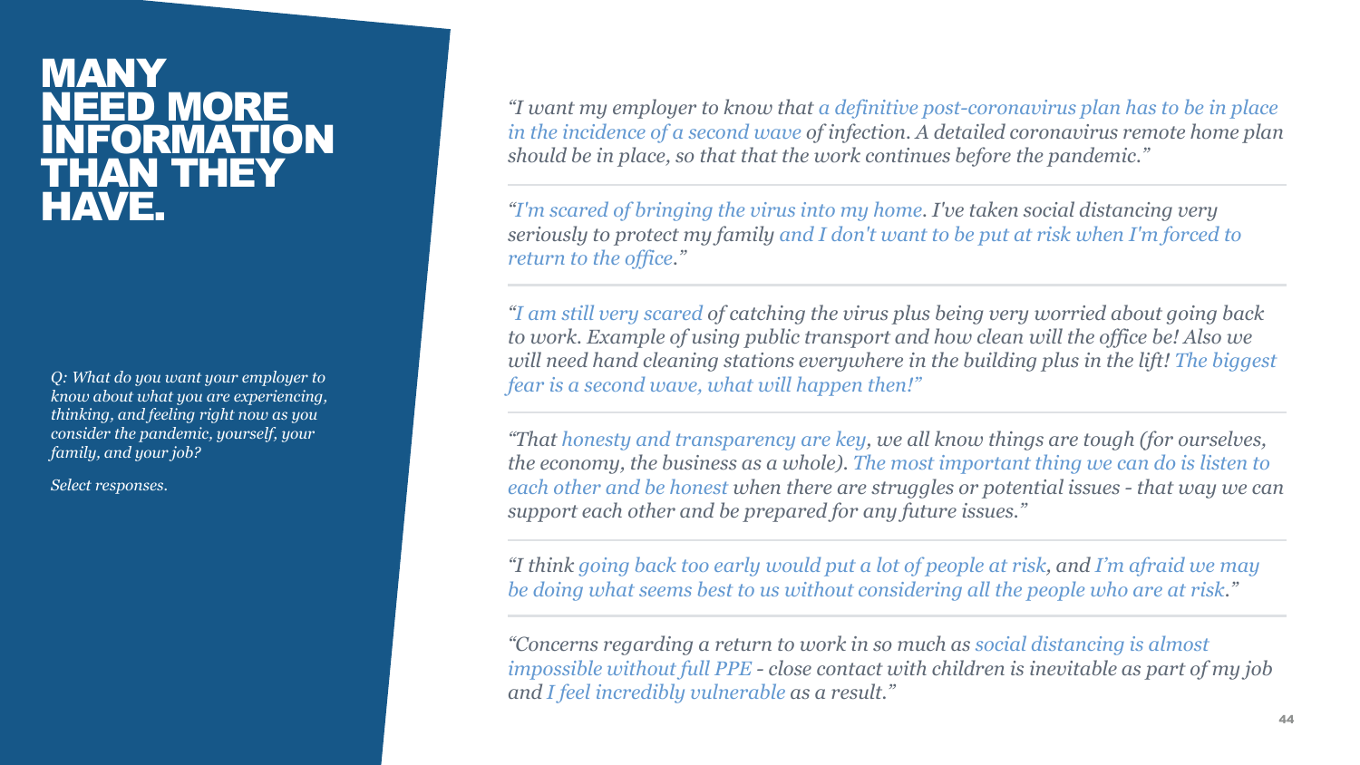# MANY NEED MORE INFORMATION THAN THEY HAVE.

*Q: What do you want your employer to know about what you are experiencing, thinking, and feeling right now as you consider the pandemic, yourself, your family, and your job?*

*Select responses.*

*"I want my employer to know that a definitive post-coronavirus plan has to be in place in the incidence of a second wave of infection. A detailed coronavirus remote home plan should be in place, so that that the work continues before the pandemic."*

---

*"I'm scared of bringing the virus into my home. I've taken social distancing very seriously to protect my family and I don't want to be put at risk when I'm forced to return to the office."*

---

*"I am still very scared of catching the virus plus being very worried about going back to work. Example of using public transport and how clean will the office be! Also we will need hand cleaning stations everywhere in the building plus in the lift! The biggest fear is a second wave, what will happen then!"*

---

*"That honesty and transparency are key, we all know things are tough (for ourselves, the economy, the business as a whole). The most important thing we can do is listen to each other and be honest when there are struggles or potential issues - that way we can support each other and be prepared for any future issues."*

---

*"I think going back too early would put a lot of people at risk, and I'm afraid we may be doing what seems best to us without considering all the people who are at risk."*

---

*"Concerns regarding a return to work in so much as social distancing is almost impossible without full PPE - close contact with children is inevitable as part of my job and I feel incredibly vulnerable as a result."*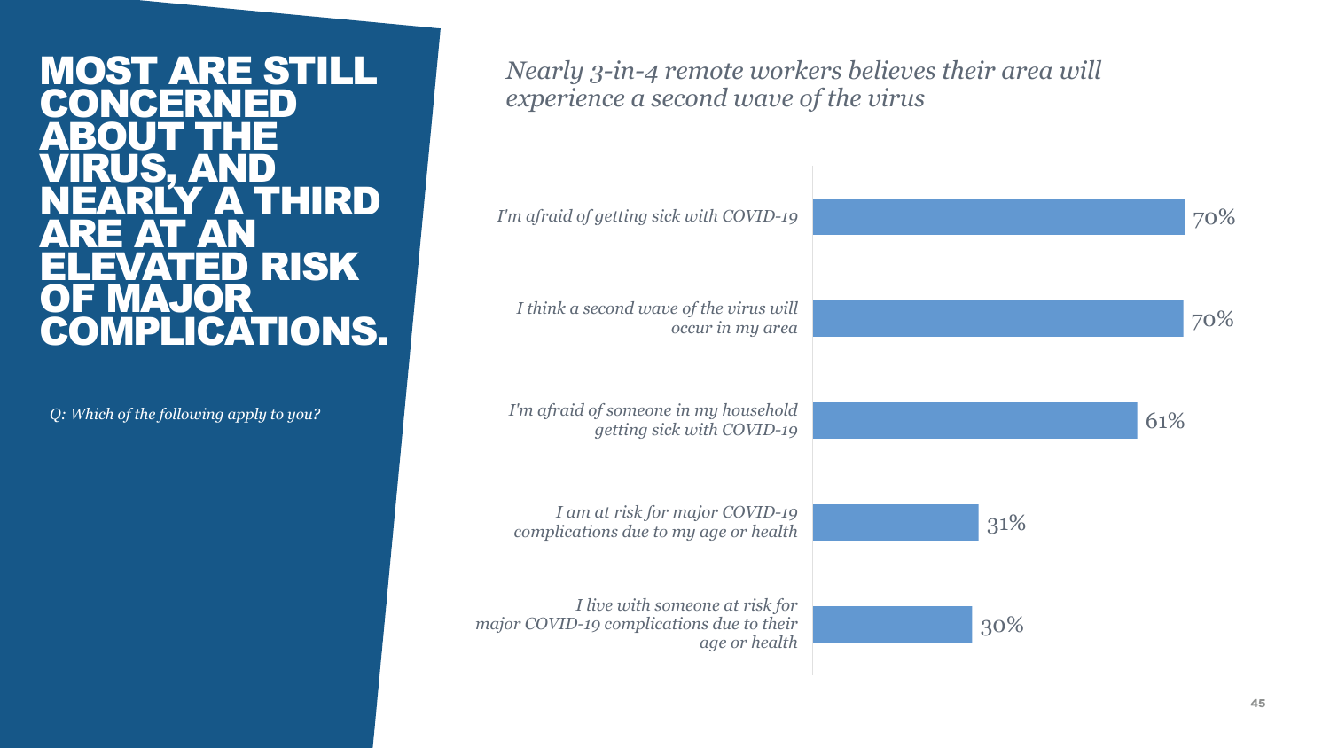# MOST ARE STILL CONCERNED ABOUT THE VIRUS, AND NEARLY A THIRD ARE AT AN ELEVATED RISK OF MAJOR COMPLICATIONS.

*Q: Which of the following apply to you?*

*Nearly 3-in-4 remote workers believes their area will experience a second wave of the virus*

| Statement | % |
|---|---|
| *I'm afraid of getting sick with COVID-19* | 70% |
| *I think a second wave of the virus will occur in my area* | 70% |
| *I'm afraid of someone in my household getting sick with COVID-19* | 61% |
| *I am at risk for major COVID-19 complications due to my age or health* | 31% |
| *I live with someone at risk for major COVID-19 complications due to their age or health* | 30% |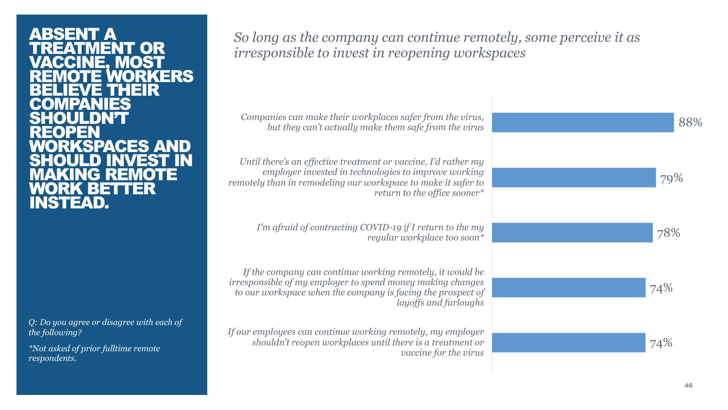# ABSENT A TREATMENT OR VACCINE, MOST REMOTE WORKERS BELIEVE THEIR COMPANIES SHOULDN'T REOPEN WORKSPACES AND SHOULD INVEST IN MAKING REMOTE WORK BETTER INSTEAD.

*Q: Do you agree or disagree with each of the following?*

*\*Not asked of prior fulltime remote respondents.*

*So long as the company can continue remotely, some perceive it as irresponsible to invest in reopening workspaces*

| Statement | Agree |
| --- | --- |
| *Companies can make their workplaces safer from the virus, but they can't actually make them safe from the virus* | 88% |
| *Until there's an effective treatment or vaccine, I'd rather my employer invested in technologies to improve working remotely than in remodeling our workspace to make it safer to return to the office sooner** | 79% |
| *I'm afraid of contracting COVID-19 if I return to the my regular workplace too soon** | 78% |
| *If the company can continue working remotely, it would be irresponsible of my employer to spend money making changes to our workspace when the company is facing the prospect of layoffs and furloughs* | 74% |
| *If our employees can continue working remotely, my employer shouldn't reopen workplaces until there is a treatment or vaccine for the virus* | 74% |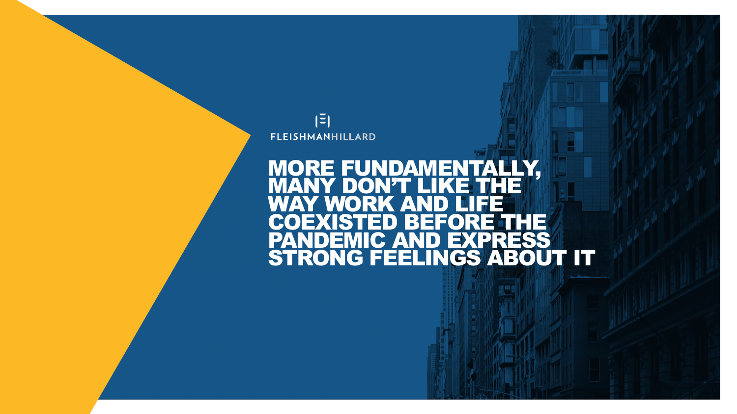FLEISHMANHILLARD

# MORE FUNDAMENTALLY, MANY DON'T LIKE THE WAY WORK AND LIFE COEXISTED BEFORE THE PANDEMIC AND EXPRESS STRONG FEELINGS ABOUT IT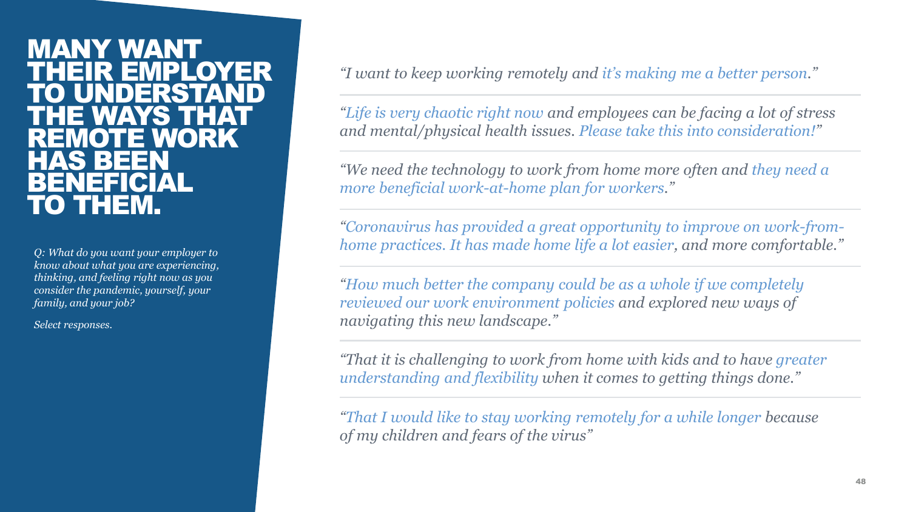# MANY WANT THEIR EMPLOYER TO UNDERSTAND THE WAYS THAT REMOTE WORK HAS BEEN BENEFICIAL TO THEM.

*Q: What do you want your employer to know about what you are experiencing, thinking, and feeling right now as you consider the pandemic, yourself, your family, and your job?*

*Select responses.*

*"I want to keep working remotely and it's making me a better person."*

---

*"Life is very chaotic right now and employees can be facing a lot of stress and mental/physical health issues. Please take this into consideration!"*

---

*"We need the technology to work from home more often and they need a more beneficial work-at-home plan for workers."*

---

*"Coronavirus has provided a great opportunity to improve on work-from-home practices. It has made home life a lot easier, and more comfortable."*

---

*"How much better the company could be as a whole if we completely reviewed our work environment policies and explored new ways of navigating this new landscape."*

---

*"That it is challenging to work from home with kids and to have greater understanding and flexibility when it comes to getting things done."*

---

*"That I would like to stay working remotely for a while longer because of my children and fears of the virus"*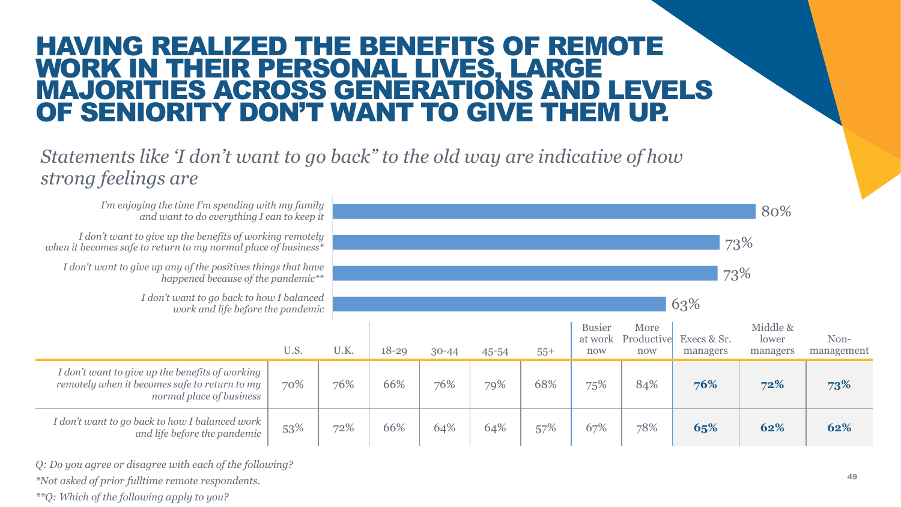# HAVING REALIZED THE BENEFITS OF REMOTE WORK IN THEIR PERSONAL LIVES, LARGE MAJORITIES ACROSS GENERATIONS AND LEVELS OF SENIORITY DON'T WANT TO GIVE THEM UP.

*Statements like 'I don't want to go back" to the old way are indicative of how strong feelings are*

| Statement | % |
|---|---|
| *I'm enjoying the time I'm spending with my family and want to do everything I can to keep it* | 80% |
| *I don't want to give up the benefits of working remotely when it becomes safe to return to my normal place of business** | 73% |
| *I don't want to give up any of the positives things that have happened because of the pandemic*** | 73% |
| *I don't want to go back to how I balanced work and life before the pandemic* | 63% |

| | U.S. | U.K. | 18-29 | 30-44 | 45-54 | 55+ | Busier at work now | More Productive now | Execs & Sr. managers | Middle & lower managers | Non-management |
|---|---|---|---|---|---|---|---|---|---|---|---|
| *I don't want to give up the benefits of working remotely when it becomes safe to return to my normal place of business* | 70% | 76% | 66% | 76% | 79% | 68% | 75% | 84% | **76%** | **72%** | **73%** |
| *I don't want to go back to how I balanced work and life before the pandemic* | 53% | 72% | 66% | 64% | 64% | 57% | 67% | 78% | **65%** | **62%** | **62%** |

*Q: Do you agree or disagree with each of the following?*

**Not asked of prior fulltime remote respondents.*

***Q: Which of the following apply to you?*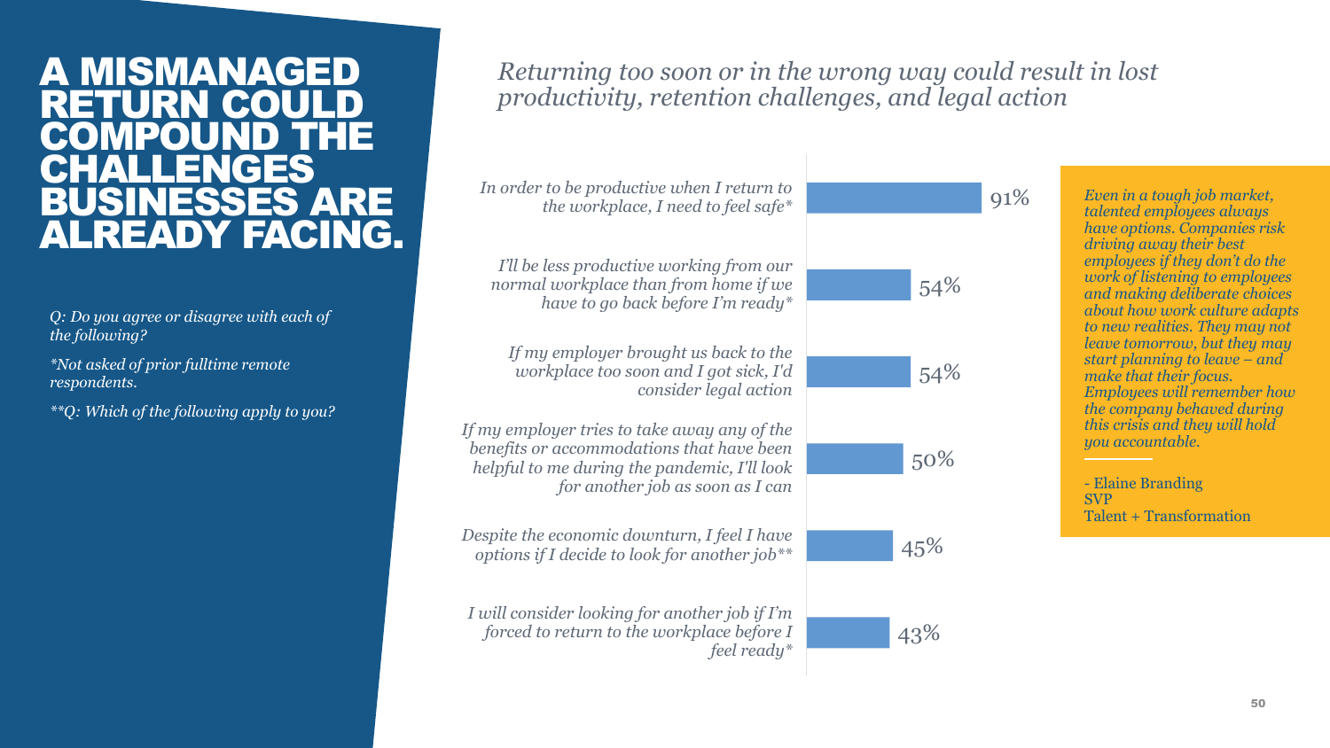# A MISMANAGED RETURN COULD COMPOUND THE CHALLENGES BUSINESSES ARE ALREADY FACING.

*Q: Do you agree or disagree with each of the following?*

*\*Not asked of prior fulltime remote respondents.*

*\*\*Q: Which of the following apply to you?*

## *Returning too soon or in the wrong way could result in lost productivity, retention challenges, and legal action*

| Statement | % |
|---|---|
| *In order to be productive when I return to the workplace, I need to feel safe\** | 91% |
| *I'll be less productive working from our normal workplace than from home if we have to go back before I'm ready\** | 54% |
| *If my employer brought us back to the workplace too soon and I got sick, I'd consider legal action* | 54% |
| *If my employer tries to take away any of the benefits or accommodations that have been helpful to me during the pandemic, I'll look for another job as soon as I can* | 50% |
| *Despite the economic downturn, I feel I have options if I decide to look for another job\*\** | 45% |
| *I will consider looking for another job if I'm forced to return to the workplace before I feel ready\** | 43% |

*Even in a tough job market, talented employees always have options. Companies risk driving away their best employees if they don't do the work of listening to employees and making deliberate choices about how work culture adapts to new realities. They may not leave tomorrow, but they may start planning to leave – and make that their focus. Employees will remember how the company behaved during this crisis and they will hold you accountable.*

\- Elaine Branding
SVP
Talent + Transformation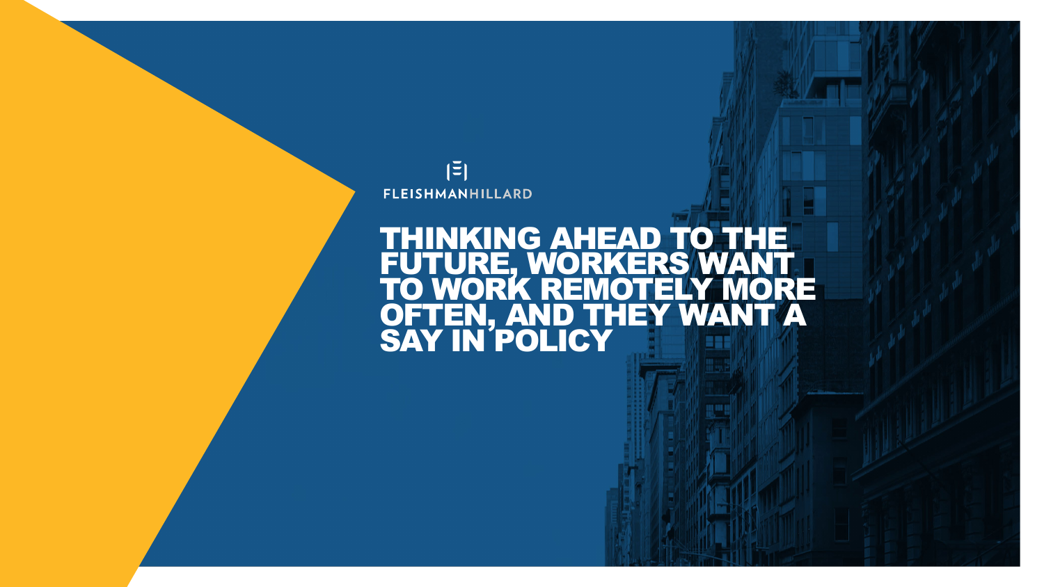FLEISHMANHILLARD

# THINKING AHEAD TO THE FUTURE, WORKERS WANT TO WORK REMOTELY MORE OFTEN, AND THEY WANT A SAY IN POLICY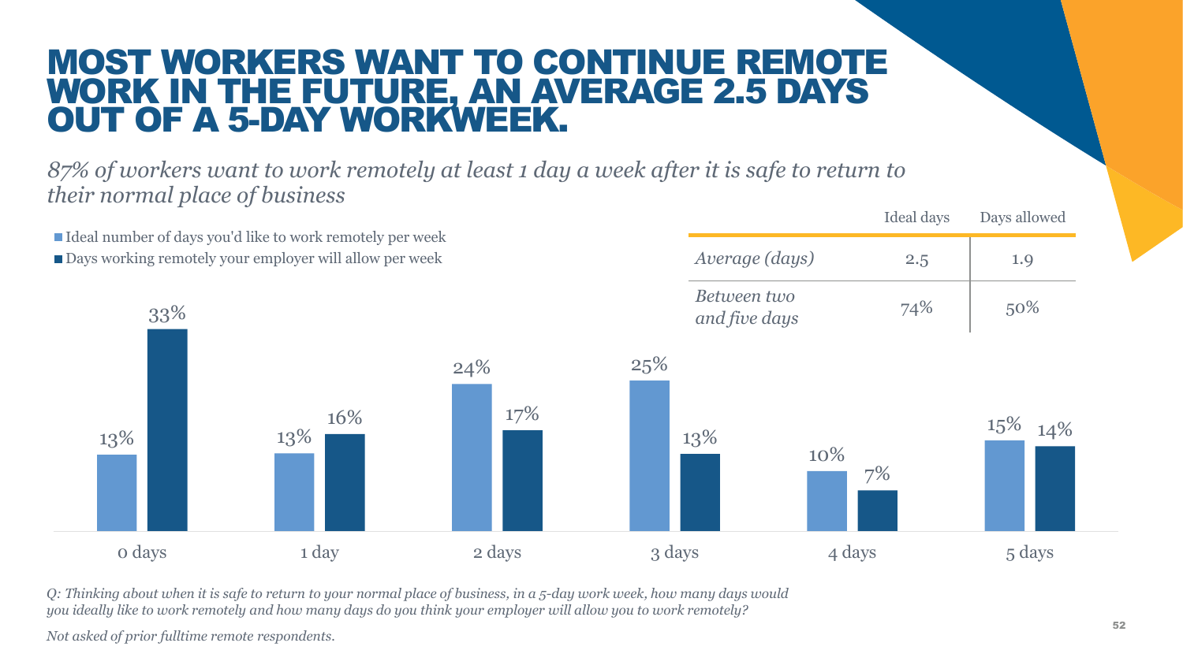# MOST WORKERS WANT TO CONTINUE REMOTE WORK IN THE FUTURE, AN AVERAGE 2.5 DAYS OUT OF A 5-DAY WORKWEEK.

*87% of workers want to work remotely at least 1 day a week after it is safe to return to their normal place of business*

| | Ideal days | Days allowed |
|---|---|---|
| *Average (days)* | 2.5 | 1.9 |
| *Between two and five days* | 74% | 50% |

| | Ideal number of days you'd like to work remotely per week | Days working remotely your employer will allow per week |
|---|---|---|
| 0 days | 13% | 33% |
| 1 day | 13% | 16% |
| 2 days | 24% | 17% |
| 3 days | 25% | 13% |
| 4 days | 10% | 7% |
| 5 days | 15% | 14% |

*Q: Thinking about when it is safe to return to your normal place of business, in a 5-day work week, how many days would you ideally like to work remotely and how many days do you think your employer will allow you to work remotely?*

*Not asked of prior fulltime remote respondents.*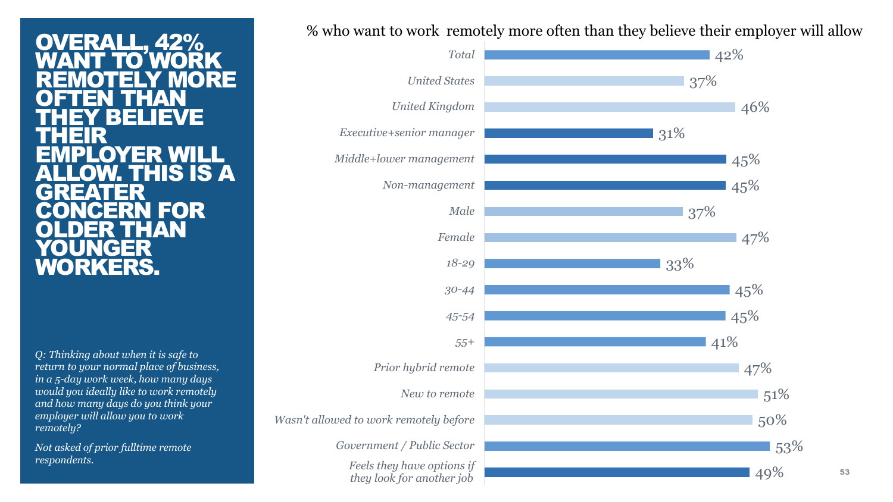# OVERALL, 42% WANT TO WORK REMOTELY MORE OFTEN THAN THEY BELIEVE THEIR EMPLOYER WILL ALLOW. THIS IS A GREATER CONCERN FOR OLDER THAN YOUNGER WORKERS.

*Q: Thinking about when it is safe to return to your normal place of business, in a 5-day work week, how many days would you ideally like to work remotely and how many days do you think your employer will allow you to work remotely?*

*Not asked of prior fulltime remote respondents.*

% who want to work remotely more often than they believe their employer will allow

| Group | % |
|---|---|
| *Total* | 42% |
| *United States* | 37% |
| *United Kingdom* | 46% |
| *Executive+senior manager* | 31% |
| *Middle+lower management* | 45% |
| *Non-management* | 45% |
| *Male* | 37% |
| *Female* | 47% |
| *18-29* | 33% |
| *30-44* | 45% |
| *45-54* | 45% |
| *55+* | 41% |
| *Prior hybrid remote* | 47% |
| *New to remote* | 51% |
| *Wasn't allowed to work remotely before* | 50% |
| *Government / Public Sector* | 53% |
| *Feels they have options if they look for another job* | 49% |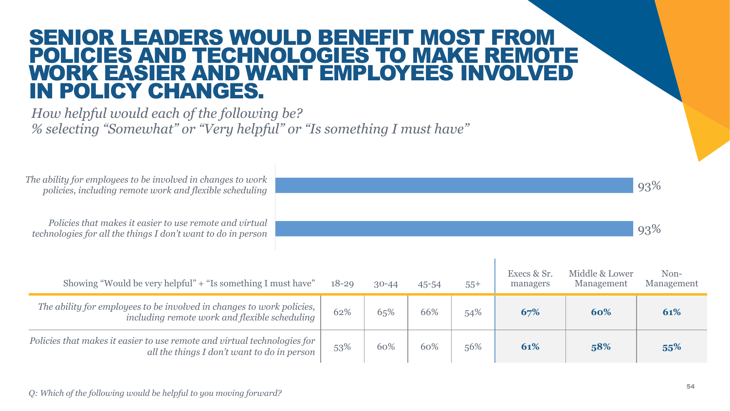# SENIOR LEADERS WOULD BENEFIT MOST FROM POLICIES AND TECHNOLOGIES TO MAKE REMOTE WORK EASIER AND WANT EMPLOYEES INVOLVED IN POLICY CHANGES.

*How helpful would each of the following be?*
*% selecting "Somewhat" or "Very helpful" or "Is something I must have"*

| Item | % |
|---|---|
| *The ability for employees to be involved in changes to work policies, including remote work and flexible scheduling* | 93% |
| *Policies that makes it easier to use remote and virtual technologies for all the things I don't want to do in person* | 93% |

| Showing "Would be very helpful" + "Is something I must have" | 18-29 | 30-44 | 45-54 | 55+ | Execs & Sr. managers | Middle & Lower Management | Non-Management |
|---|---|---|---|---|---|---|---|
| *The ability for employees to be involved in changes to work policies, including remote work and flexible scheduling* | 62% | 65% | 66% | 54% | **67%** | **60%** | **61%** |
| *Policies that makes it easier to use remote and virtual technologies for all the things I don't want to do in person* | 53% | 60% | 60% | 56% | **61%** | **58%** | **55%** |

*Q: Which of the following would be helpful to you moving forward?*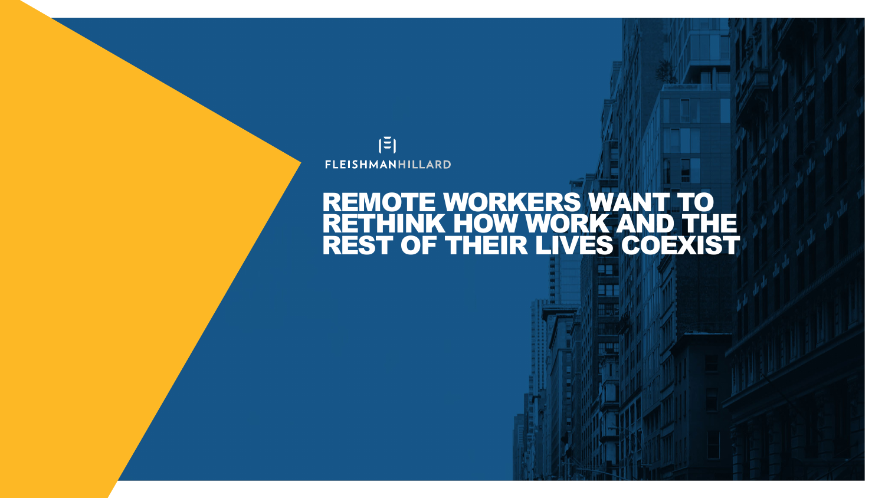FLEISHMANHILLARD

# REMOTE WORKERS WANT TO RETHINK HOW WORK AND THE REST OF THEIR LIVES COEXIST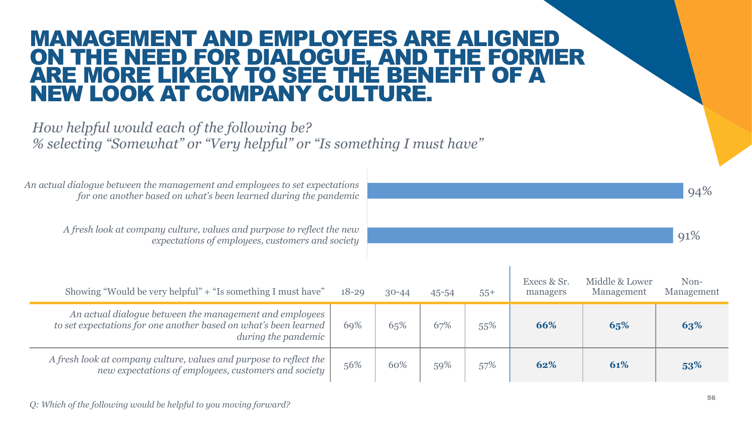# MANAGEMENT AND EMPLOYEES ARE ALIGNED ON THE NEED FOR DIALOGUE, AND THE FORMER ARE MORE LIKELY TO SEE THE BENEFIT OF A NEW LOOK AT COMPANY CULTURE.

*How helpful would each of the following be?*
*% selecting "Somewhat" or "Very helpful" or "Is something I must have"*

| Item | % |
|---|---|
| *An actual dialogue between the management and employees to set expectations for one another based on what's been learned during the pandemic* | 94% |
| *A fresh look at company culture, values and purpose to reflect the new expectations of employees, customers and society* | 91% |

| Showing "Would be very helpful" + "Is something I must have" | 18-29 | 30-44 | 45-54 | 55+ | Execs & Sr. managers | Middle & Lower Management | Non-Management |
|---|---|---|---|---|---|---|---|
| *An actual dialogue between the management and employees to set expectations for one another based on what's been learned during the pandemic* | 69% | 65% | 67% | 55% | **66%** | **65%** | **63%** |
| *A fresh look at company culture, values and purpose to reflect the new expectations of employees, customers and society* | 56% | 60% | 59% | 57% | **62%** | **61%** | **53%** |

*Q: Which of the following would be helpful to you moving forward?*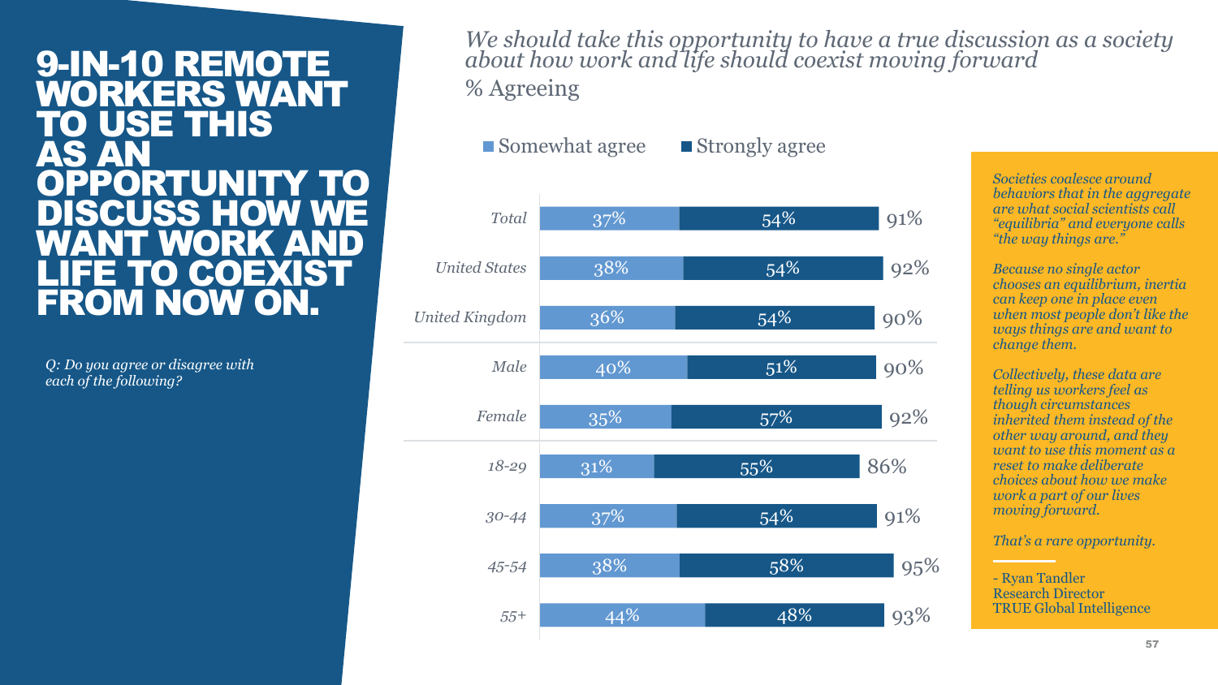# 9-IN-10 REMOTE WORKERS WANT TO USE THIS AS AN OPPORTUNITY TO DISCUSS HOW WE WANT WORK AND LIFE TO COEXIST FROM NOW ON.

*Q: Do you agree or disagree with each of the following?*

*We should take this opportunity to have a true discussion as a society about how work and life should coexist moving forward*

% Agreeing

| | Somewhat agree | Strongly agree | Total |
|---|---|---|---|
| *Total* | 37% | 54% | 91% |
| *United States* | 38% | 54% | 92% |
| *United Kingdom* | 36% | 54% | 90% |
| *Male* | 40% | 51% | 90% |
| *Female* | 35% | 57% | 92% |
| *18-29* | 31% | 55% | 86% |
| *30-44* | 37% | 54% | 91% |
| *45-54* | 38% | 58% | 95% |
| *55+* | 44% | 48% | 93% |

*Societies coalesce around behaviors that in the aggregate are what social scientists call "equilibria" and everyone calls "the way things are."*

*Because no single actor chooses an equilibrium, inertia can keep one in place even when most people don't like the ways things are and want to change them.*

*Collectively, these data are telling us workers feel as though circumstances inherited them instead of the other way around, and they want to use this moment as a reset to make deliberate choices about how we make work a part of our lives moving forward.*

*That's a rare opportunity.*

- Ryan Tandler
Research Director
TRUE Global Intelligence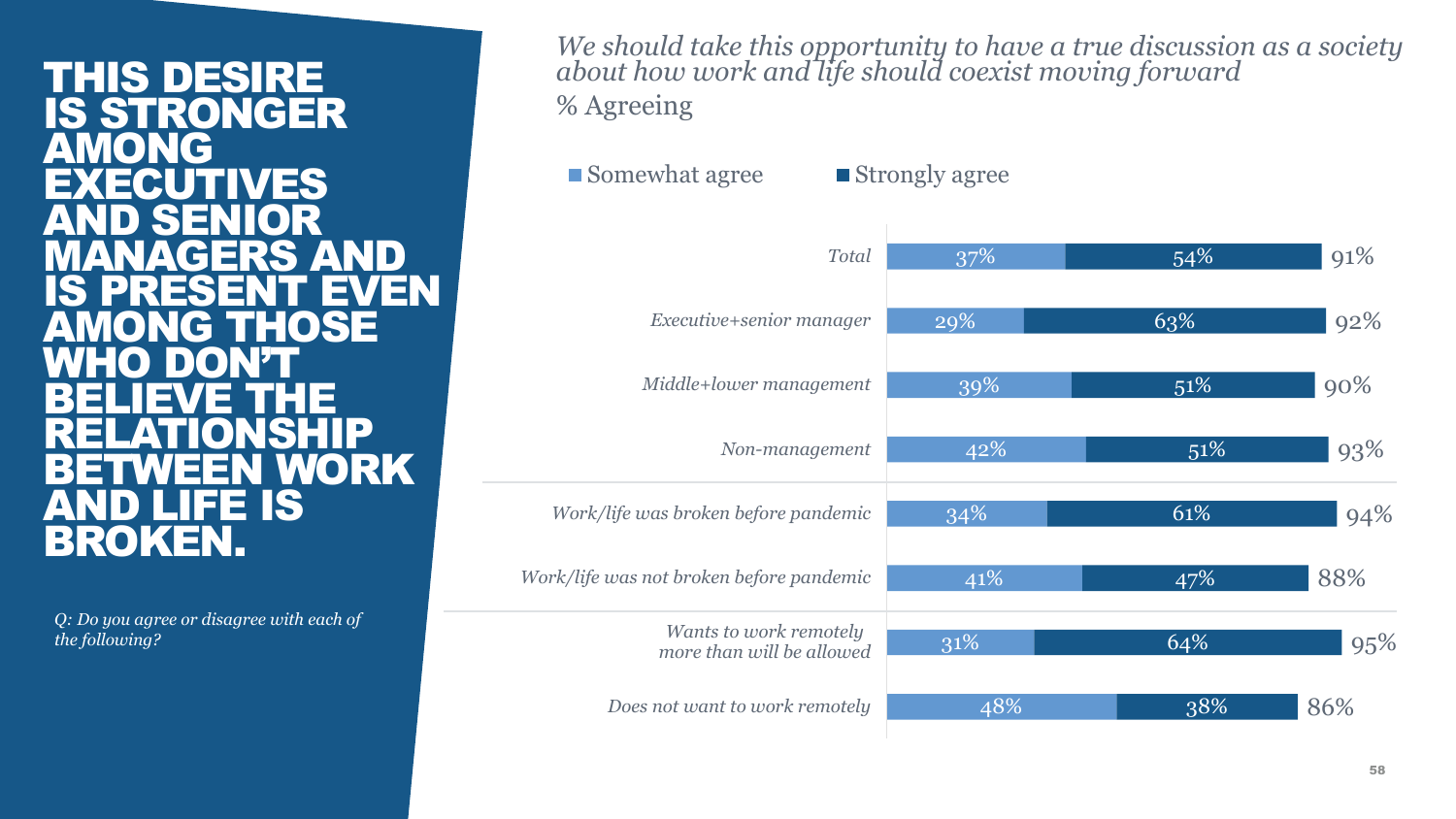# THIS DESIRE IS STRONGER AMONG EXECUTIVES AND SENIOR MANAGERS AND IS PRESENT EVEN AMONG THOSE WHO DON'T BELIEVE THE RELATIONSHIP BETWEEN WORK AND LIFE IS BROKEN.

*Q: Do you agree or disagree with each of the following?*

*We should take this opportunity to have a true discussion as a society about how work and life should coexist moving forward*

% Agreeing

| | Somewhat agree | Strongly agree | Total agree |
|---|---|---|---|
| *Total* | 37% | 54% | 91% |
| *Executive+senior manager* | 29% | 63% | 92% |
| *Middle+lower management* | 39% | 51% | 90% |
| *Non-management* | 42% | 51% | 93% |
| *Work/life was broken before pandemic* | 34% | 61% | 94% |
| *Work/life was not broken before pandemic* | 41% | 47% | 88% |
| *Wants to work remotely more than will be allowed* | 31% | 64% | 95% |
| *Does not want to work remotely* | 48% | 38% | 86% |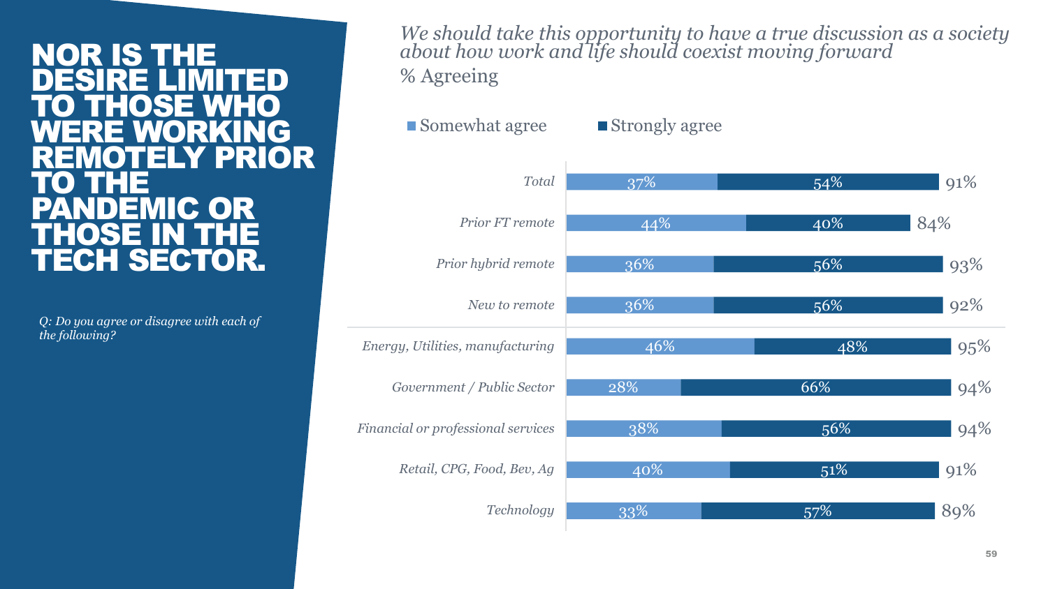# NOR IS THE DESIRE LIMITED TO THOSE WHO WERE WORKING REMOTELY PRIOR TO THE PANDEMIC OR THOSE IN THE TECH SECTOR.

*Q: Do you agree or disagree with each of the following?*

*We should take this opportunity to have a true discussion as a society about how work and life should coexist moving forward*

% Agreeing

| | Somewhat agree | Strongly agree | Total agree |
|---|---|---|---|
| *Total* | 37% | 54% | 91% |
| *Prior FT remote* | 44% | 40% | 84% |
| *Prior hybrid remote* | 36% | 56% | 93% |
| *New to remote* | 36% | 56% | 92% |
| *Energy, Utilities, manufacturing* | 46% | 48% | 95% |
| *Government / Public Sector* | 28% | 66% | 94% |
| *Financial or professional services* | 38% | 56% | 94% |
| *Retail, CPG, Food, Bev, Ag* | 40% | 51% | 91% |
| *Technology* | 33% | 57% | 89% |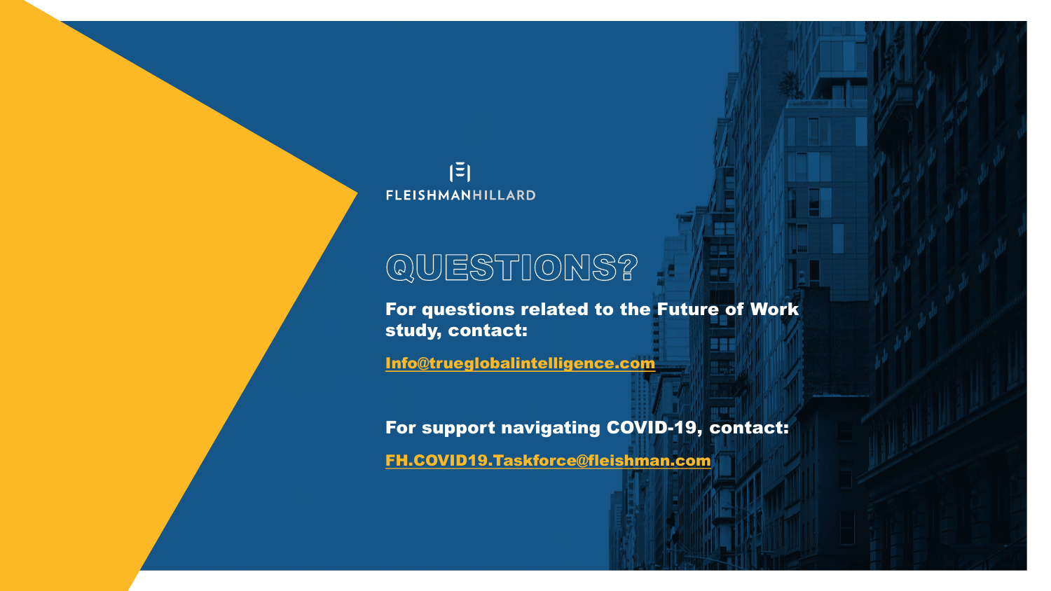FLEISHMANHILLARD

# QUESTIONS?

**For questions related to the Future of Work study, contact:**

Info@trueglobalintelligence.com

**For support navigating COVID-19, contact:**

FH.COVID19.Taskforce@fleishman.com